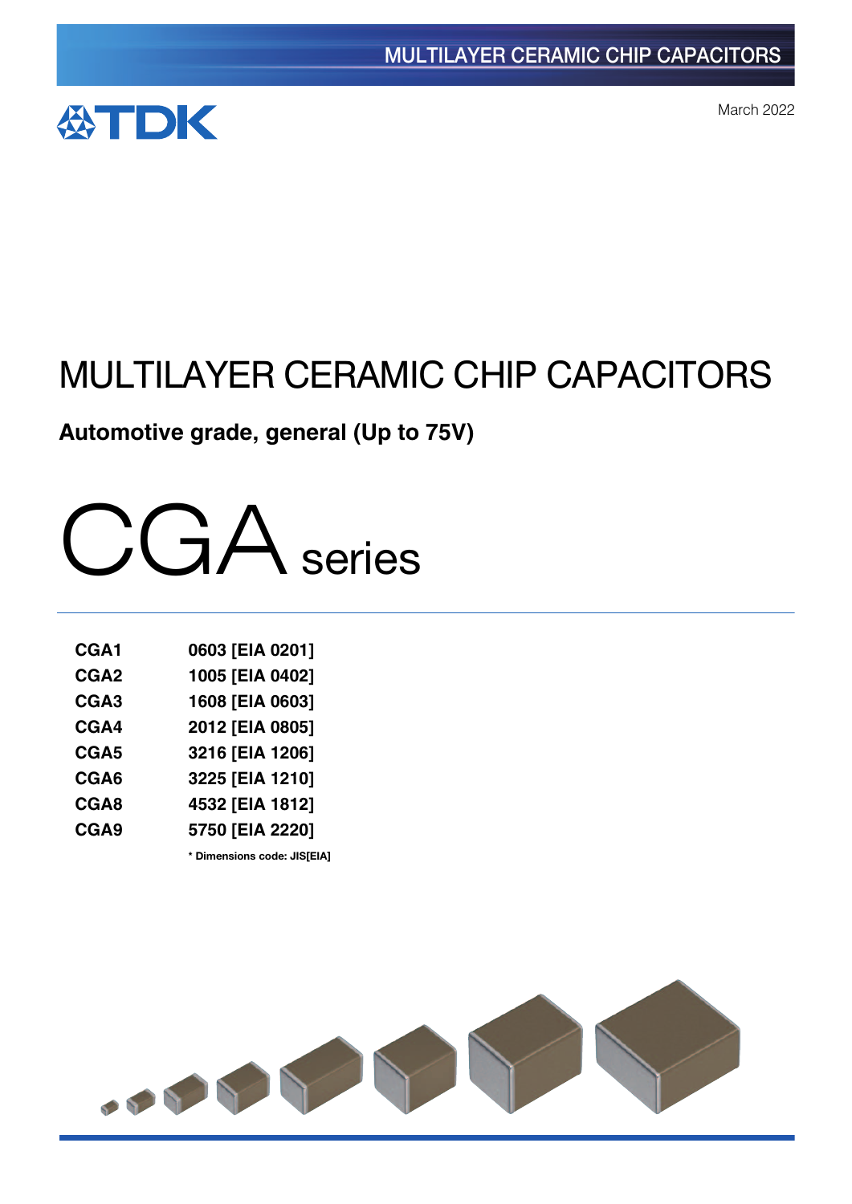March 2022

# MULTILAYER CERAMIC CHIP CAPACITORS

**Automotive grade, general (Up to 75V)**

# CGA series

| | |
|---|---|
| **CGA1** | **0603 [EIA 0201]** |
| **CGA2** | **1005 [EIA 0402]** |
| **CGA3** | **1608 [EIA 0603]** |
| **CGA4** | **2012 [EIA 0805]** |
| **CGA5** | **3216 [EIA 1206]** |
| **CGA6** | **3225 [EIA 1210]** |
| **CGA8** | **4532 [EIA 1812]** |
| **CGA9** | **5750 [EIA 2220]** |

**\* Dimensions code: JIS[EIA]**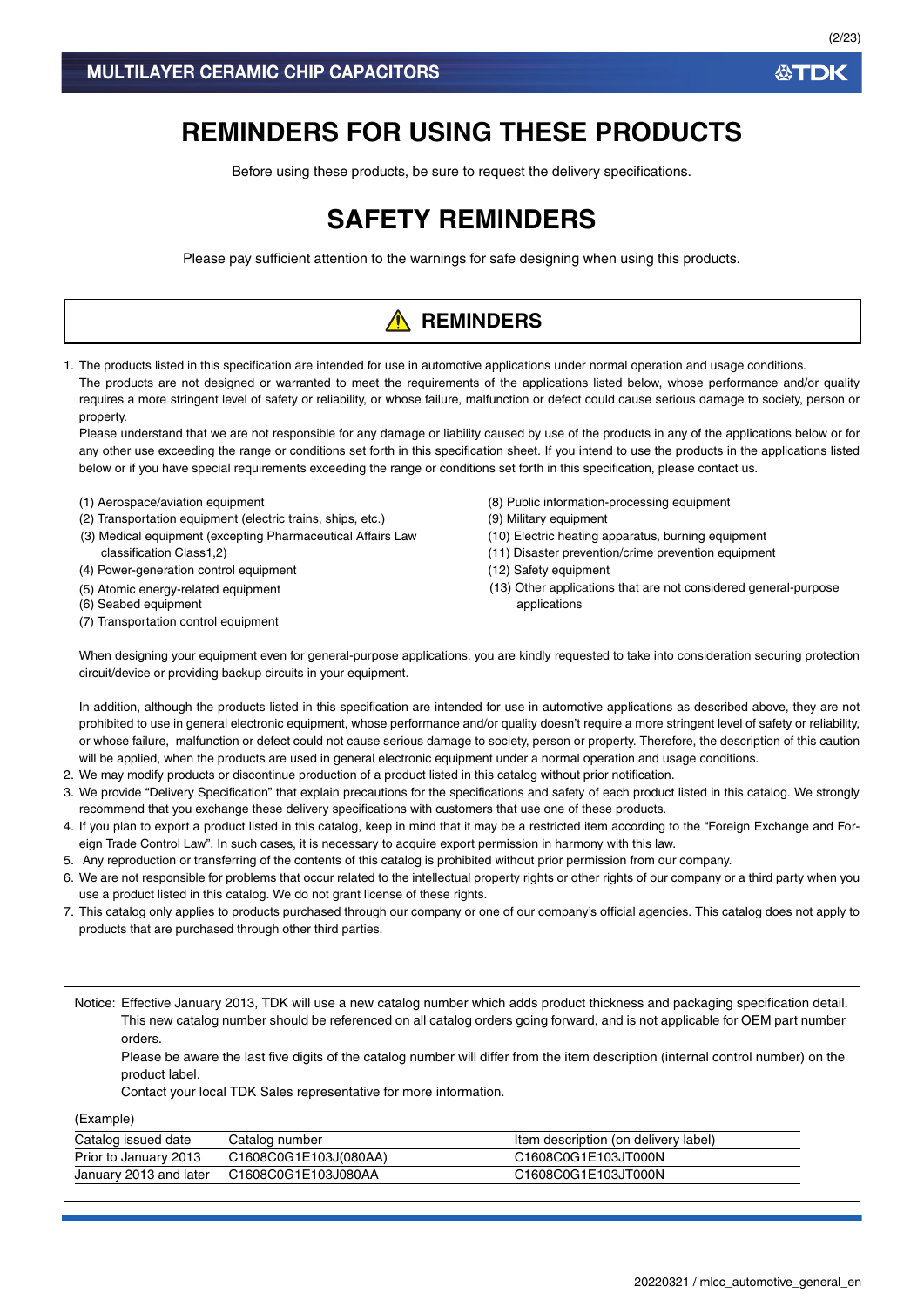# REMINDERS FOR USING THESE PRODUCTS

Before using these products, be sure to request the delivery specifications.

# SAFETY REMINDERS

Please pay sufficient attention to the warnings for safe designing when using this products.

## ⚠ REMINDERS

1. The products listed in this specification are intended for use in automotive applications under normal operation and usage conditions.
   The products are not designed or warranted to meet the requirements of the applications listed below, whose performance and/or quality requires a more stringent level of safety or reliability, or whose failure, malfunction or defect could cause serious damage to society, person or property.
   Please understand that we are not responsible for any damage or liability caused by use of the products in any of the applications below or for any other use exceeding the range or conditions set forth in this specification sheet. If you intend to use the products in the applications listed below or if you have special requirements exceeding the range or conditions set forth in this specification, please contact us.

   (1) Aerospace/aviation equipment
   (2) Transportation equipment (electric trains, ships, etc.)
   (3) Medical equipment (excepting Pharmaceutical Affairs Law classification Class1,2)
   (4) Power-generation control equipment
   (5) Atomic energy-related equipment
   (6) Seabed equipment
   (7) Transportation control equipment
   (8) Public information-processing equipment
   (9) Military equipment
   (10) Electric heating apparatus, burning equipment
   (11) Disaster prevention/crime prevention equipment
   (12) Safety equipment
   (13) Other applications that are not considered general-purpose applications

   When designing your equipment even for general-purpose applications, you are kindly requested to take into consideration securing protection circuit/device or providing backup circuits in your equipment.

   In addition, although the products listed in this specification are intended for use in automotive applications as described above, they are not prohibited to use in general electronic equipment, whose performance and/or quality doesn't require a more stringent level of safety or reliability, or whose failure, malfunction or defect could not cause serious damage to society, person or property. Therefore, the description of this caution will be applied, when the products are used in general electronic equipment under a normal operation and usage conditions.
2. We may modify products or discontinue production of a product listed in this catalog without prior notification.
3. We provide "Delivery Specification" that explain precautions for the specifications and safety of each product listed in this catalog. We strongly recommend that you exchange these delivery specifications with customers that use one of these products.
4. If you plan to export a product listed in this catalog, keep in mind that it may be a restricted item according to the "Foreign Exchange and Foreign Trade Control Law". In such cases, it is necessary to acquire export permission in harmony with this law.
5. Any reproduction or transferring of the contents of this catalog is prohibited without prior permission from our company.
6. We are not responsible for problems that occur related to the intellectual property rights or other rights of our company or a third party when you use a product listed in this catalog. We do not grant license of these rights.
7. This catalog only applies to products purchased through our company or one of our company's official agencies. This catalog does not apply to products that are purchased through other third parties.

Notice: Effective January 2013, TDK will use a new catalog number which adds product thickness and packaging specification detail. This new catalog number should be referenced on all catalog orders going forward, and is not applicable for OEM part number orders.
Please be aware the last five digits of the catalog number will differ from the item description (internal control number) on the product label.
Contact your local TDK Sales representative for more information.

(Example)

| Catalog issued date | Catalog number | Item description (on delivery label) |
|---|---|---|
| Prior to January 2013 | C1608C0G1E103J(080AA) | C1608C0G1E103JT000N |
| January 2013 and later | C1608C0G1E103J080AA | C1608C0G1E103JT000N |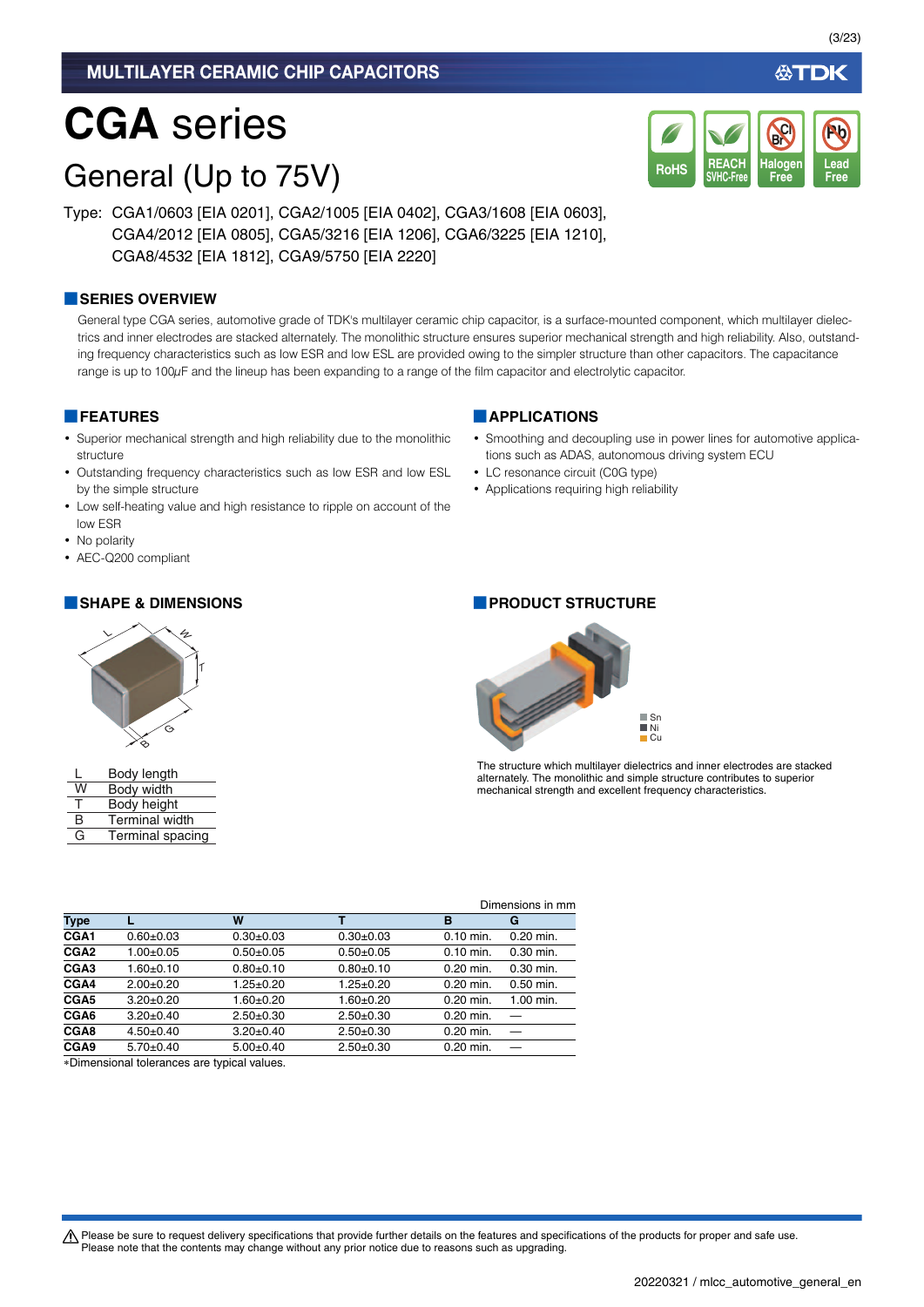MULTILAYER CERAMIC CHIP CAPACITORS

# CGA series

## General (Up to 75V)

RoHS | REACH SVHC-Free | Halogen Free | Lead Free

Type: CGA1/0603 [EIA 0201], CGA2/1005 [EIA 0402], CGA3/1608 [EIA 0603], CGA4/2012 [EIA 0805], CGA5/3216 [EIA 1206], CGA6/3225 [EIA 1210], CGA8/4532 [EIA 1812], CGA9/5750 [EIA 2220]

### SERIES OVERVIEW

General type CGA series, automotive grade of TDK's multilayer ceramic chip capacitor, is a surface-mounted component, which multilayer dielectrics and inner electrodes are stacked alternately. The monolithic structure ensures superior mechanical strength and high reliability. Also, outstanding frequency characteristics such as low ESR and low ESL are provided owing to the simpler structure than other capacitors. The capacitance range is up to 100µF and the lineup has been expanding to a range of the film capacitor and electrolytic capacitor.

### FEATURES

- Superior mechanical strength and high reliability due to the monolithic structure
- Outstanding frequency characteristics such as low ESR and low ESL by the simple structure
- Low self-heating value and high resistance to ripple on account of the low ESR
- No polarity
- AEC-Q200 compliant

### APPLICATIONS

- Smoothing and decoupling use in power lines for automotive applications such as ADAS, autonomous driving system ECU
- LC resonance circuit (C0G type)
- Applications requiring high reliability

### SHAPE & DIMENSIONS

| | |
|---|---|
| L | Body length |
| W | Body width |
| T | Body height |
| B | Terminal width |
| G | Terminal spacing |

### PRODUCT STRUCTURE

Sn
Ni
Cu

The structure which multilayer dielectrics and inner electrodes are stacked alternately. The monolithic and simple structure contributes to superior mechanical strength and excellent frequency characteristics.

Dimensions in mm

| Type | L | W | T | B | G |
|---|---|---|---|---|---|
| CGA1 | 0.60±0.03 | 0.30±0.03 | 0.30±0.03 | 0.10 min. | 0.20 min. |
| CGA2 | 1.00±0.05 | 0.50±0.05 | 0.50±0.05 | 0.10 min. | 0.30 min. |
| CGA3 | 1.60±0.10 | 0.80±0.10 | 0.80±0.10 | 0.20 min. | 0.30 min. |
| CGA4 | 2.00±0.20 | 1.25±0.20 | 1.25±0.20 | 0.20 min. | 0.50 min. |
| CGA5 | 3.20±0.20 | 1.60±0.20 | 1.60±0.20 | 0.20 min. | 1.00 min. |
| CGA6 | 3.20±0.40 | 2.50±0.30 | 2.50±0.30 | 0.20 min. | — |
| CGA8 | 4.50±0.40 | 3.20±0.40 | 2.50±0.30 | 0.20 min. | — |
| CGA9 | 5.70±0.40 | 5.00±0.40 | 2.50±0.30 | 0.20 min. | — |

*Dimensional tolerances are typical values.

⚠ Please be sure to request delivery specifications that provide further details on the features and specifications of the products for proper and safe use.
Please note that the contents may change without any prior notice due to reasons such as upgrading.

20220321 / mlcc_automotive_general_en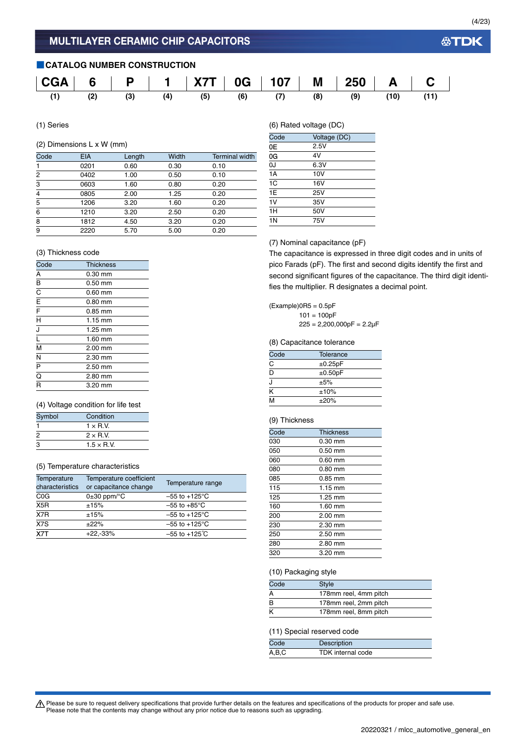## MULTILAYER CERAMIC CHIP CAPACITORS

### CATALOG NUMBER CONSTRUCTION

| CGA | 6 | P | 1 | X7T | 0G | 107 | M | 250 | A | C |
|---|---|---|---|---|---|---|---|---|---|---|
| (1) | (2) | (3) | (4) | (5) | (6) | (7) | (8) | (9) | (10) | (11) |

(1) Series

(2) Dimensions L x W (mm)

| Code | EIA | Length | Width | Terminal width |
|---|---|---|---|---|
| 1 | 0201 | 0.60 | 0.30 | 0.10 |
| 2 | 0402 | 1.00 | 0.50 | 0.10 |
| 3 | 0603 | 1.60 | 0.80 | 0.20 |
| 4 | 0805 | 2.00 | 1.25 | 0.20 |
| 5 | 1206 | 3.20 | 1.60 | 0.20 |
| 6 | 1210 | 3.20 | 2.50 | 0.20 |
| 8 | 1812 | 4.50 | 3.20 | 0.20 |
| 9 | 2220 | 5.70 | 5.00 | 0.20 |

(3) Thickness code

| Code | Thickness |
|---|---|
| A | 0.30 mm |
| B | 0.50 mm |
| C | 0.60 mm |
| E | 0.80 mm |
| F | 0.85 mm |
| H | 1.15 mm |
| J | 1.25 mm |
| L | 1.60 mm |
| M | 2.00 mm |
| N | 2.30 mm |
| P | 2.50 mm |
| Q | 2.80 mm |
| R | 3.20 mm |

(4) Voltage condition for life test

| Symbol | Condition |
|---|---|
| 1 | 1 × R.V. |
| 2 | 2 × R.V. |
| 3 | 1.5 × R.V. |

(5) Temperature characteristics

| Temperature characteristics | Temperature coefficient or capacitance change | Temperature range |
|---|---|---|
| C0G | 0±30 ppm/°C | –55 to +125°C |
| X5R | ±15% | –55 to +85°C |
| X7R | ±15% | –55 to +125°C |
| X7S | ±22% | –55 to +125°C |
| X7T | +22,-33% | –55 to +125℃ |

(6) Rated voltage (DC)

| Code | Voltage (DC) |
|---|---|
| 0E | 2.5V |
| 0G | 4V |
| 0J | 6.3V |
| 1A | 10V |
| 1C | 16V |
| 1E | 25V |
| 1V | 35V |
| 1H | 50V |
| 1N | 75V |

(7) Nominal capacitance (pF)

The capacitance is expressed in three digit codes and in units of pico Farads (pF). The first and second digits identify the first and second significant figures of the capacitance. The third digit identifies the multiplier. R designates a decimal point.

(Example)0R5 = 0.5pF
101 = 100pF
225 = 2,200,000pF = 2.2μF

(8) Capacitance tolerance

| Code | Tolerance |
|---|---|
| C | ±0.25pF |
| D | ±0.50pF |
| J | ±5% |
| K | ±10% |
| M | ±20% |

(9) Thickness

| Code | Thickness |
|---|---|
| 030 | 0.30 mm |
| 050 | 0.50 mm |
| 060 | 0.60 mm |
| 080 | 0.80 mm |
| 085 | 0.85 mm |
| 115 | 1.15 mm |
| 125 | 1.25 mm |
| 160 | 1.60 mm |
| 200 | 2.00 mm |
| 230 | 2.30 mm |
| 250 | 2.50 mm |
| 280 | 2.80 mm |
| 320 | 3.20 mm |

(10) Packaging style

| Code | Style |
|---|---|
| A | 178mm reel, 4mm pitch |
| B | 178mm reel, 2mm pitch |
| K | 178mm reel, 8mm pitch |

(11) Special reserved code

| Code | Description |
|---|---|
| A,B,C | TDK internal code |

⚠ Please be sure to request delivery specifications that provide further details on the features and specifications of the products for proper and safe use.
Please note that the contents may change without any prior notice due to reasons such as upgrading.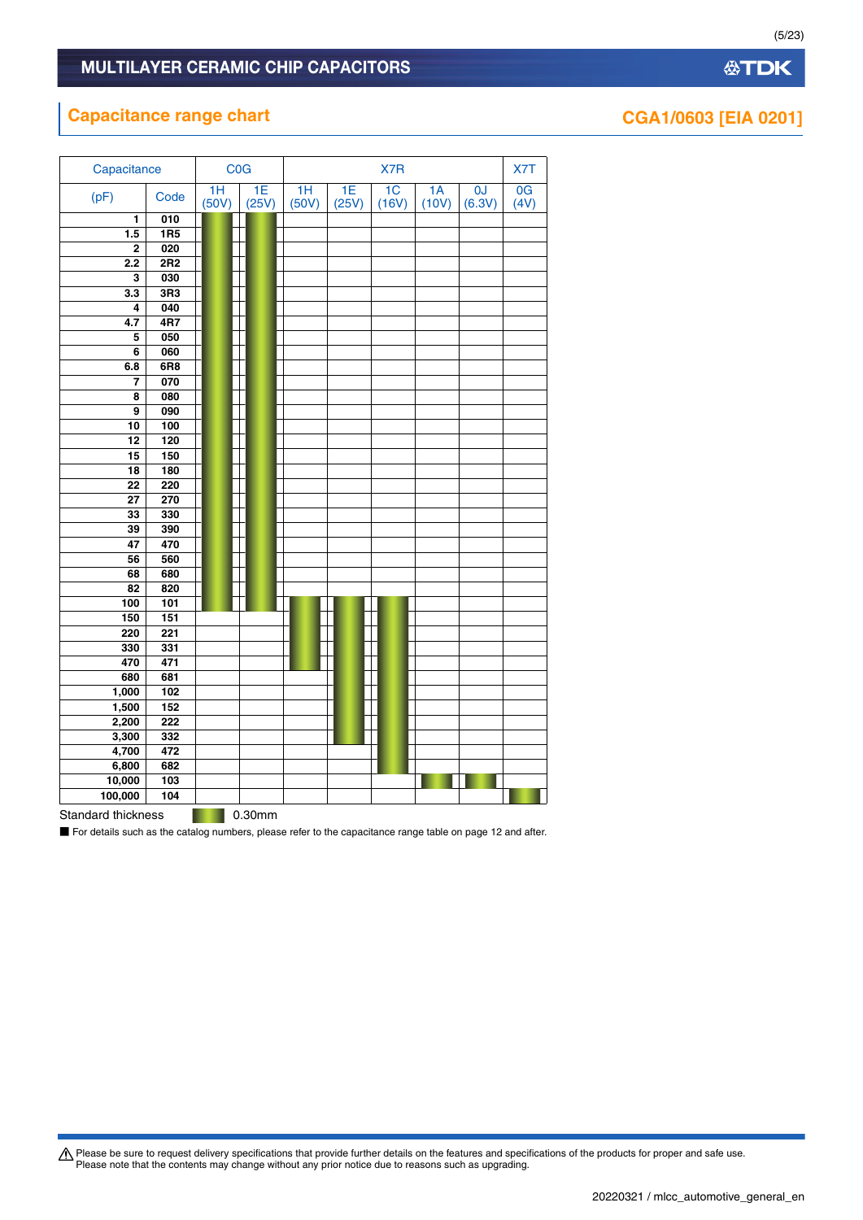## Capacitance range chart

## CGA1/0603 [EIA 0201]

| Capacitance | | C0G | | X7R | | | | | X7T |
|---|---|---|---|---|---|---|---|---|---|
| (pF) | Code | 1H (50V) | 1E (25V) | 1H (50V) | 1E (25V) | 1C (16V) | 1A (10V) | 0J (6.3V) | 0G (4V) |
| 1 | 010 | ■ | ■ | | | | | | |
| 1.5 | 1R5 | ■ | ■ | | | | | | |
| 2 | 020 | ■ | ■ | | | | | | |
| 2.2 | 2R2 | ■ | ■ | | | | | | |
| 3 | 030 | ■ | ■ | | | | | | |
| 3.3 | 3R3 | ■ | ■ | | | | | | |
| 4 | 040 | ■ | ■ | | | | | | |
| 4.7 | 4R7 | ■ | ■ | | | | | | |
| 5 | 050 | ■ | ■ | | | | | | |
| 6 | 060 | ■ | ■ | | | | | | |
| 6.8 | 6R8 | ■ | ■ | | | | | | |
| 7 | 070 | ■ | ■ | | | | | | |
| 8 | 080 | ■ | ■ | | | | | | |
| 9 | 090 | ■ | ■ | | | | | | |
| 10 | 100 | ■ | ■ | | | | | | |
| 12 | 120 | ■ | ■ | | | | | | |
| 15 | 150 | ■ | ■ | | | | | | |
| 18 | 180 | ■ | ■ | | | | | | |
| 22 | 220 | ■ | ■ | | | | | | |
| 27 | 270 | ■ | ■ | | | | | | |
| 33 | 330 | ■ | ■ | | | | | | |
| 39 | 390 | ■ | ■ | | | | | | |
| 47 | 470 | ■ | ■ | | | | | | |
| 56 | 560 | ■ | ■ | | | | | | |
| 68 | 680 | ■ | ■ | | | | | | |
| 82 | 820 | ■ | ■ | | | | | | |
| 100 | 101 | ■ | ■ | ■ | ■ | ■ | | | |
| 150 | 151 | | | ■ | ■ | ■ | | | |
| 220 | 221 | | | ■ | ■ | ■ | | | |
| 330 | 331 | | | ■ | ■ | ■ | | | |
| 470 | 471 | | | ■ | ■ | ■ | | | |
| 680 | 681 | | | | ■ | ■ | | | |
| 1,000 | 102 | | | | ■ | ■ | | | |
| 1,500 | 152 | | | | ■ | ■ | | | |
| 2,200 | 222 | | | | ■ | ■ | | | |
| 3,300 | 332 | | | | ■ | ■ | | | |
| 4,700 | 472 | | | | | ■ | | | |
| 6,800 | 682 | | | | | ■ | | | |
| 10,000 | 103 | | | | | | ■ | ■ | |
| 100,000 | 104 | | | | | | | | ■ |

Standard thickness ■ 0.30mm

■ For details such as the catalog numbers, please refer to the capacitance range table on page 12 and after.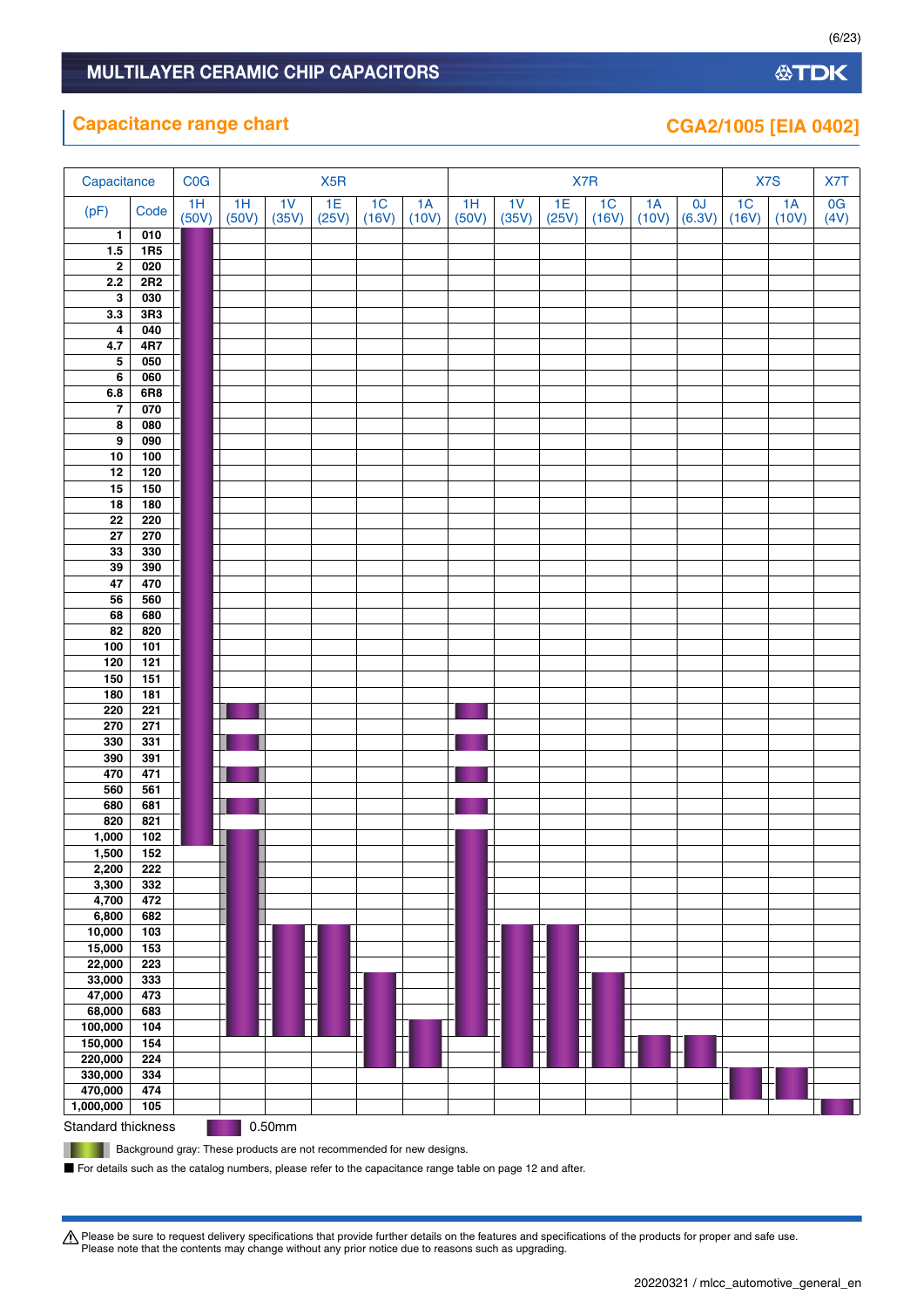## Capacitance range chart

### CGA2/1005 [EIA 0402]

| Capacitance (pF) | Code | C0G 1H (50V) | X5R 1H (50V) | X5R 1V (35V) | X5R 1E (25V) | X5R 1C (16V) | X5R 1A (10V) | X7R 1H (50V) | X7R 1V (35V) | X7R 1E (25V) | X7R 1C (16V) | X7R 1A (10V) | X7R 0J (6.3V) | X7S 1C (16V) | X7S 1A (10V) | X7T 0G (4V) |
|---|---|---|---|---|---|---|---|---|---|---|---|---|---|---|---|---|
| 1 | 010 | ● | | | | | | | | | | | | | | |
| 1.5 | 1R5 | ● | | | | | | | | | | | | | | |
| 2 | 020 | ● | | | | | | | | | | | | | | |
| 2.2 | 2R2 | ● | | | | | | | | | | | | | | |
| 3 | 030 | ● | | | | | | | | | | | | | | |
| 3.3 | 3R3 | ● | | | | | | | | | | | | | | |
| 4 | 040 | ● | | | | | | | | | | | | | | |
| 4.7 | 4R7 | ● | | | | | | | | | | | | | | |
| 5 | 050 | ● | | | | | | | | | | | | | | |
| 6 | 060 | ● | | | | | | | | | | | | | | |
| 6.8 | 6R8 | ● | | | | | | | | | | | | | | |
| 7 | 070 | ● | | | | | | | | | | | | | | |
| 8 | 080 | ● | | | | | | | | | | | | | | |
| 9 | 090 | ● | | | | | | | | | | | | | | |
| 10 | 100 | ● | | | | | | | | | | | | | | |
| 12 | 120 | ● | | | | | | | | | | | | | | |
| 15 | 150 | ● | | | | | | | | | | | | | | |
| 18 | 180 | ● | | | | | | | | | | | | | | |
| 22 | 220 | ● | | | | | | | | | | | | | | |
| 27 | 270 | ● | | | | | | | | | | | | | | |
| 33 | 330 | ● | | | | | | | | | | | | | | |
| 39 | 390 | ● | | | | | | | | | | | | | | |
| 47 | 470 | ● | | | | | | | | | | | | | | |
| 56 | 560 | ● | | | | | | | | | | | | | | |
| 68 | 680 | ● | | | | | | | | | | | | | | |
| 82 | 820 | ● | | | | | | | | | | | | | | |
| 100 | 101 | ● | | | | | | | | | | | | | | |
| 120 | 121 | ● | | | | | | | | | | | | | | |
| 150 | 151 | ● | | | | | | | | | | | | | | |
| 180 | 181 | ● | | | | | | | | | | | | | | |
| 220 | 221 | ● | ● (gray) | | | | | ● | | | | | | | | |
| 270 | 271 | ● | | | | | | | | | | | | | | |
| 330 | 331 | ● | ● (gray) | | | | | ● | | | | | | | | |
| 390 | 391 | ● | | | | | | | | | | | | | | |
| 470 | 471 | ● | ● (gray) | | | | | ● | | | | | | | | |
| 560 | 561 | ● | | | | | | | | | | | | | | |
| 680 | 681 | ● | ● (gray) | | | | | ● | | | | | | | | |
| 820 | 821 | ● | | | | | | | | | | | | | | |
| 1,000 | 102 | ● | ● (gray) | | | | | ● | | | | | | | | |
| 1,500 | 152 | | ● (gray) | | | | | ● | | | | | | | | |
| 2,200 | 222 | | ● (gray) | | | | | ● | | | | | | | | |
| 3,300 | 332 | | ● (gray) | | | | | ● | | | | | | | | |
| 4,700 | 472 | | ● (gray) | | | | | ● | | | | | | | | |
| 6,800 | 682 | | ● (gray) | | | | | ● | | | | | | | | |
| 10,000 | 103 | | ● | ● | ● | | | ● | ● | ● | | | | | | |
| 15,000 | 153 | | ● | ● | ● | | | ● | ● | ● | | | | | | |
| 22,000 | 223 | | ● | ● | ● | | | ● | ● | ● | | | | | | |
| 33,000 | 333 | | ● | ● | ● | ● | | ● | ● | ● | ● | | | | | |
| 47,000 | 473 | | ● | ● | ● | ● | | ● | ● | ● | ● | | | | | |
| 68,000 | 683 | | ● | ● | ● | ● | | ● | ● | ● | ● | | | | | |
| 100,000 | 104 | | ● | ● | ● | ● | ● | ● | ● | ● | ● | | | | | |
| 150,000 | 154 | | | | | ● | ● | | ● | ● | ● | ● | ● | | | |
| 220,000 | 224 | | | | | ● | ● | | ● | ● | ● | ● | ● | | | |
| 330,000 | 334 | | | | | | | | | | | | | ● | ● | |
| 470,000 | 474 | | | | | | | | | | | | | ● | ● | |
| 1,000,000 | 105 | | | | | | | | | | | | | | | ● |

Standard thickness ● 0.50mm

Background gray: These products are not recommended for new designs.

■ For details such as the catalog numbers, please refer to the capacitance range table on page 12 and after.

⚠ Please be sure to request delivery specifications that provide further details on the features and specifications of the products for proper and safe use.
Please note that the contents may change without any prior notice due to reasons such as upgrading.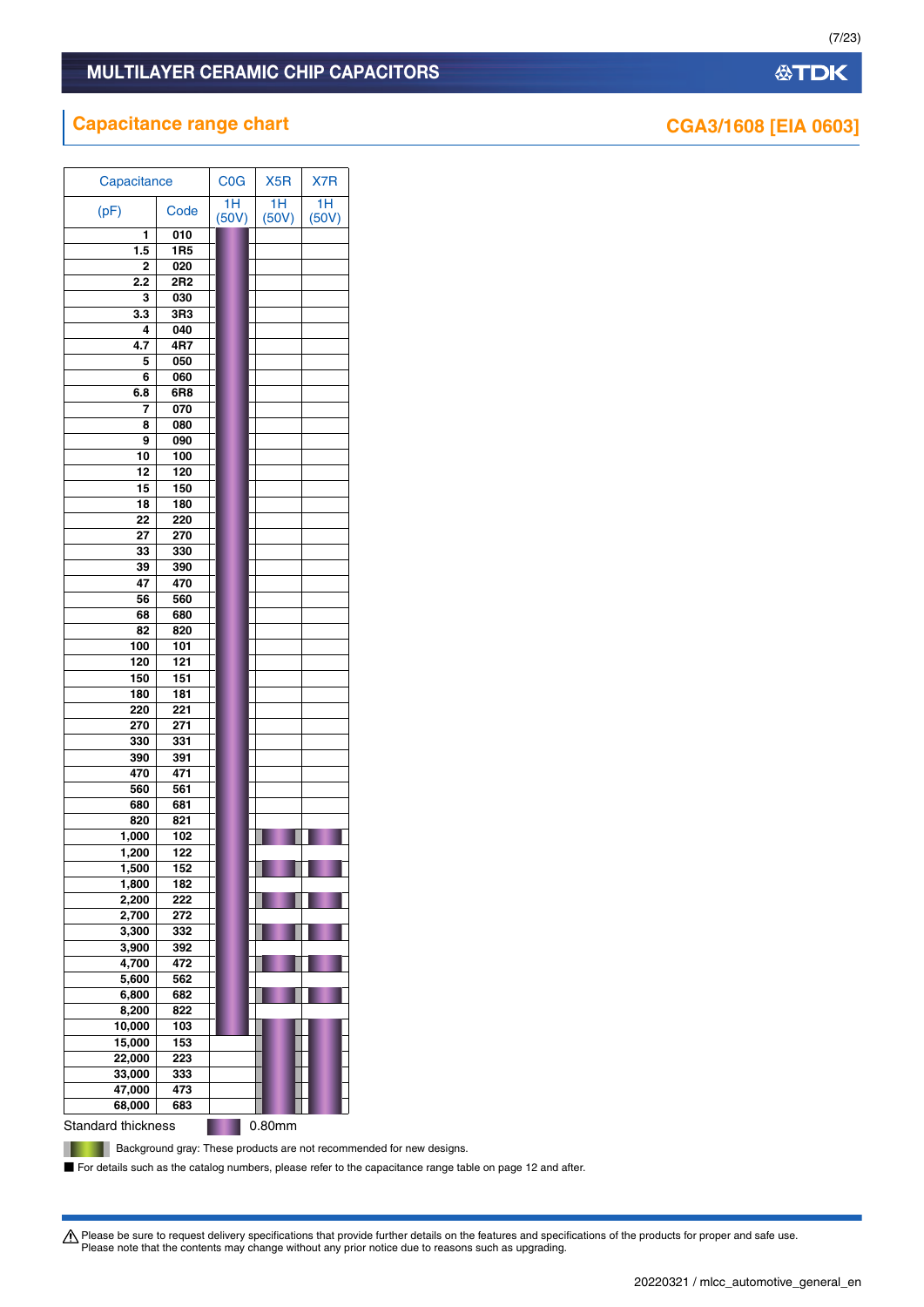## Capacitance range chart

CGA3/1608 [EIA 0603]

| Capacitance (pF) | Code | C0G 1H (50V) | X5R 1H (50V) | X7R 1H (50V) |
|---|---|---|---|---|
| 1 | 010 | ■ | | |
| 1.5 | 1R5 | ■ | | |
| 2 | 020 | ■ | | |
| 2.2 | 2R2 | ■ | | |
| 3 | 030 | ■ | | |
| 3.3 | 3R3 | ■ | | |
| 4 | 040 | ■ | | |
| 4.7 | 4R7 | ■ | | |
| 5 | 050 | ■ | | |
| 6 | 060 | ■ | | |
| 6.8 | 6R8 | ■ | | |
| 7 | 070 | ■ | | |
| 8 | 080 | ■ | | |
| 9 | 090 | ■ | | |
| 10 | 100 | ■ | | |
| 12 | 120 | ■ | | |
| 15 | 150 | ■ | | |
| 18 | 180 | ■ | | |
| 22 | 220 | ■ | | |
| 27 | 270 | ■ | | |
| 33 | 330 | ■ | | |
| 39 | 390 | ■ | | |
| 47 | 470 | ■ | | |
| 56 | 560 | ■ | | |
| 68 | 680 | ■ | | |
| 82 | 820 | ■ | | |
| 100 | 101 | ■ | | |
| 120 | 121 | ■ | | |
| 150 | 151 | ■ | | |
| 180 | 181 | ■ | | |
| 220 | 221 | ■ | | |
| 270 | 271 | ■ | | |
| 330 | 331 | ■ | | |
| 390 | 391 | ■ | | |
| 470 | 471 | ■ | | |
| 560 | 561 | ■ | | |
| 680 | 681 | ■ | | |
| 820 | 821 | ■ | | |
| 1,000 | 102 | ■ | ■ (gray) | ■ |
| 1,200 | 122 | ■ | | |
| 1,500 | 152 | ■ | ■ (gray) | ■ |
| 1,800 | 182 | ■ | | |
| 2,200 | 222 | ■ | ■ (gray) | ■ |
| 2,700 | 272 | ■ | | |
| 3,300 | 332 | ■ | ■ (gray) | ■ |
| 3,900 | 392 | ■ | | |
| 4,700 | 472 | ■ | ■ (gray) | ■ |
| 5,600 | 562 | ■ | | |
| 6,800 | 682 | ■ | ■ (gray) | ■ |
| 8,200 | 822 | ■ | | |
| 10,000 | 103 | | ■ (gray) | ■ |
| 15,000 | 153 | | ■ (gray) | ■ |
| 22,000 | 223 | | ■ (gray) | ■ |
| 33,000 | 333 | | ■ (gray) | ■ |
| 47,000 | 473 | | ■ (gray) | ■ |
| 68,000 | 683 | | ■ (gray) | ■ |

Standard thickness ■ 0.80mm

Background gray: These products are not recommended for new designs.

■ For details such as the catalog numbers, please refer to the capacitance range table on page 12 and after.

⚠ Please be sure to request delivery specifications that provide further details on the features and specifications of the products for proper and safe use.
Please note that the contents may change without any prior notice due to reasons such as upgrading.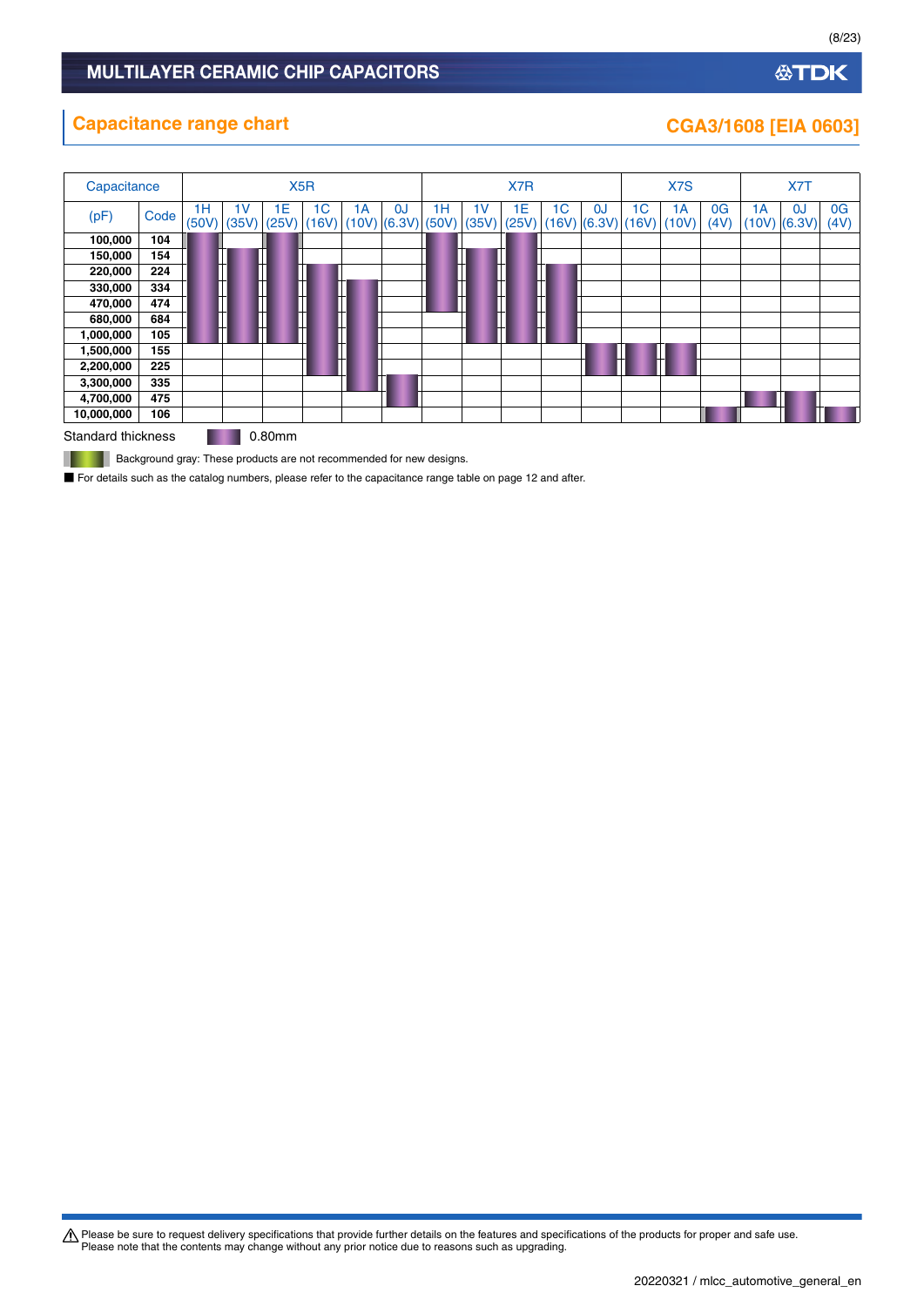## Capacitance range chart

**CGA3/1608 [EIA 0603]**

| Capacitance (pF) | Code | X5R 1H (50V) | X5R 1V (35V) | X5R 1E (25V) | X5R 1C (16V) | X5R 1A (10V) | X5R 0J (6.3V) | X7R 1H (50V) | X7R 1V (35V) | X7R 1E (25V) | X7R 1C (16V) | X7R 0J (6.3V) | X7S 1C (16V) | X7S 1A (10V) | X7S 0G (4V) | X7T 1A (10V) | X7T 0J (6.3V) | X7T 0G (4V) |
|---|---|---|---|---|---|---|---|---|---|---|---|---|---|---|---|---|---|---|
| 100,000 | 104 | ■ | | ■ | | | | ■ | | ■ | | | | | | | | |
| 150,000 | 154 | ■ | ■ | ■ | | | | ■ | ■ | ■ | | | | | | | | |
| 220,000 | 224 | ■ | ■ | ■ | ■ | | | ■ | ■ | ■ | ■ | | | | | | | |
| 330,000 | 334 | ■ | ■ | ■ | ■ | ■ | | ■ | ■ | ■ | ■ | | | | | | | |
| 470,000 | 474 | ■ | ■ | ■ | ■ | ■ | | ■ | ■ | ■ | ■ | | | | | | | |
| 680,000 | 684 | ■ | ■ | ■ | ■ | ■ | | | ■ | ■ | ■ | | | | | | | |
| 1,000,000 | 105 | ■ | ■ | ■ | ■ | ■ | | | ■ | ■ | ■ | | | | | | | |
| 1,500,000 | 155 | | | | ■ | ■ | | | | | | ■ | ■ | ■ | | | | |
| 2,200,000 | 225 | | | | ■ | ■ | | | | | | ■ | ■ | ■ | | | | |
| 3,300,000 | 335 | | | | | ■ | ■ | | | | | | | | | | | |
| 4,700,000 | 475 | | | | | | ■ | | | | | | | | | ■ | ■ | |
| 10,000,000 | 106 | | | | | | | | | | | | | | ■ | | ■ | ■ |

Standard thickness ■ 0.80mm

Background gray: These products are not recommended for new designs.

■ For details such as the catalog numbers, please refer to the capacitance range table on page 12 and after.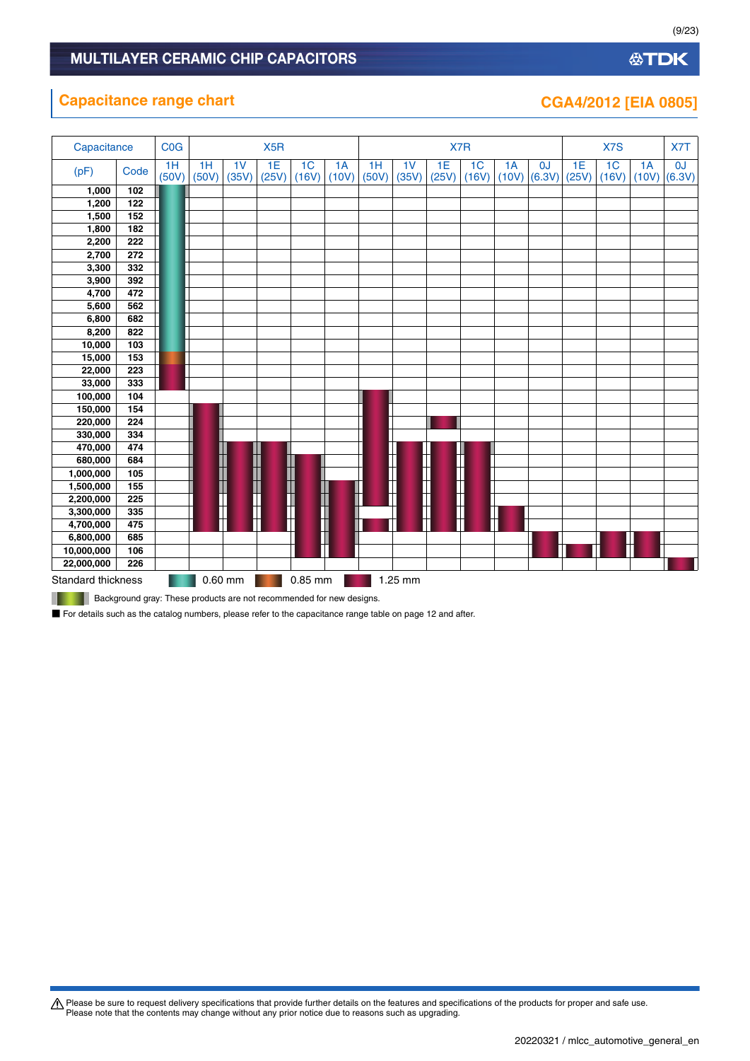# MULTILAYER CERAMIC CHIP CAPACITORS

## Capacitance range chart

### CGA4/2012 [EIA 0805]

| Capacitance | | C0G | X5R | | | | | X7R | | | | | | X7S | | | X7T |
|---|---|---|---|---|---|---|---|---|---|---|---|---|---|---|---|---|---|
| (pF) | Code | 1H (50V) | 1H (50V) | 1V (35V) | 1E (25V) | 1C (16V) | 1A (10V) | 1H (50V) | 1V (35V) | 1E (25V) | 1C (16V) | 1A (10V) | 0J (6.3V) | 1E (25V) | 1C (16V) | 1A (10V) | 0J (6.3V) |
| 1,000 | 102 | | | | | | | | | | | | | | | | |
| 1,200 | 122 | | | | | | | | | | | | | | | | |
| 1,500 | 152 | | | | | | | | | | | | | | | | |
| 1,800 | 182 | | | | | | | | | | | | | | | | |
| 2,200 | 222 | | | | | | | | | | | | | | | | |
| 2,700 | 272 | | | | | | | | | | | | | | | | |
| 3,300 | 332 | | | | | | | | | | | | | | | | |
| 3,900 | 392 | | | | | | | | | | | | | | | | |
| 4,700 | 472 | | | | | | | | | | | | | | | | |
| 5,600 | 562 | | | | | | | | | | | | | | | | |
| 6,800 | 682 | | | | | | | | | | | | | | | | |
| 8,200 | 822 | | | | | | | | | | | | | | | | |
| 10,000 | 103 | | | | | | | | | | | | | | | | |
| 15,000 | 153 | | | | | | | | | | | | | | | | |
| 22,000 | 223 | | | | | | | | | | | | | | | | |
| 33,000 | 333 | | | | | | | | | | | | | | | | |
| 100,000 | 104 | | | | | | | | | | | | | | | | |
| 150,000 | 154 | | | | | | | | | | | | | | | | |
| 220,000 | 224 | | | | | | | | | | | | | | | | |
| 330,000 | 334 | | | | | | | | | | | | | | | | |
| 470,000 | 474 | | | | | | | | | | | | | | | | |
| 680,000 | 684 | | | | | | | | | | | | | | | | |
| 1,000,000 | 105 | | | | | | | | | | | | | | | | |
| 1,500,000 | 155 | | | | | | | | | | | | | | | | |
| 2,200,000 | 225 | | | | | | | | | | | | | | | | |
| 3,300,000 | 335 | | | | | | | | | | | | | | | | |
| 4,700,000 | 475 | | | | | | | | | | | | | | | | |
| 6,800,000 | 685 | | | | | | | | | | | | | | | | |
| 10,000,000 | 106 | | | | | | | | | | | | | | | | |
| 22,000,000 | 226 | | | | | | | | | | | | | | | | |

Standard thickness 0.60 mm 0.85 mm 1.25 mm

Background gray: These products are not recommended for new designs.

■ For details such as the catalog numbers, please refer to the capacitance range table on page 12 and after.

⚠ Please be sure to request delivery specifications that provide further details on the features and specifications of the products for proper and safe use.
Please note that the contents may change without any prior notice due to reasons such as upgrading.

20220321 / mlcc_automotive_general_en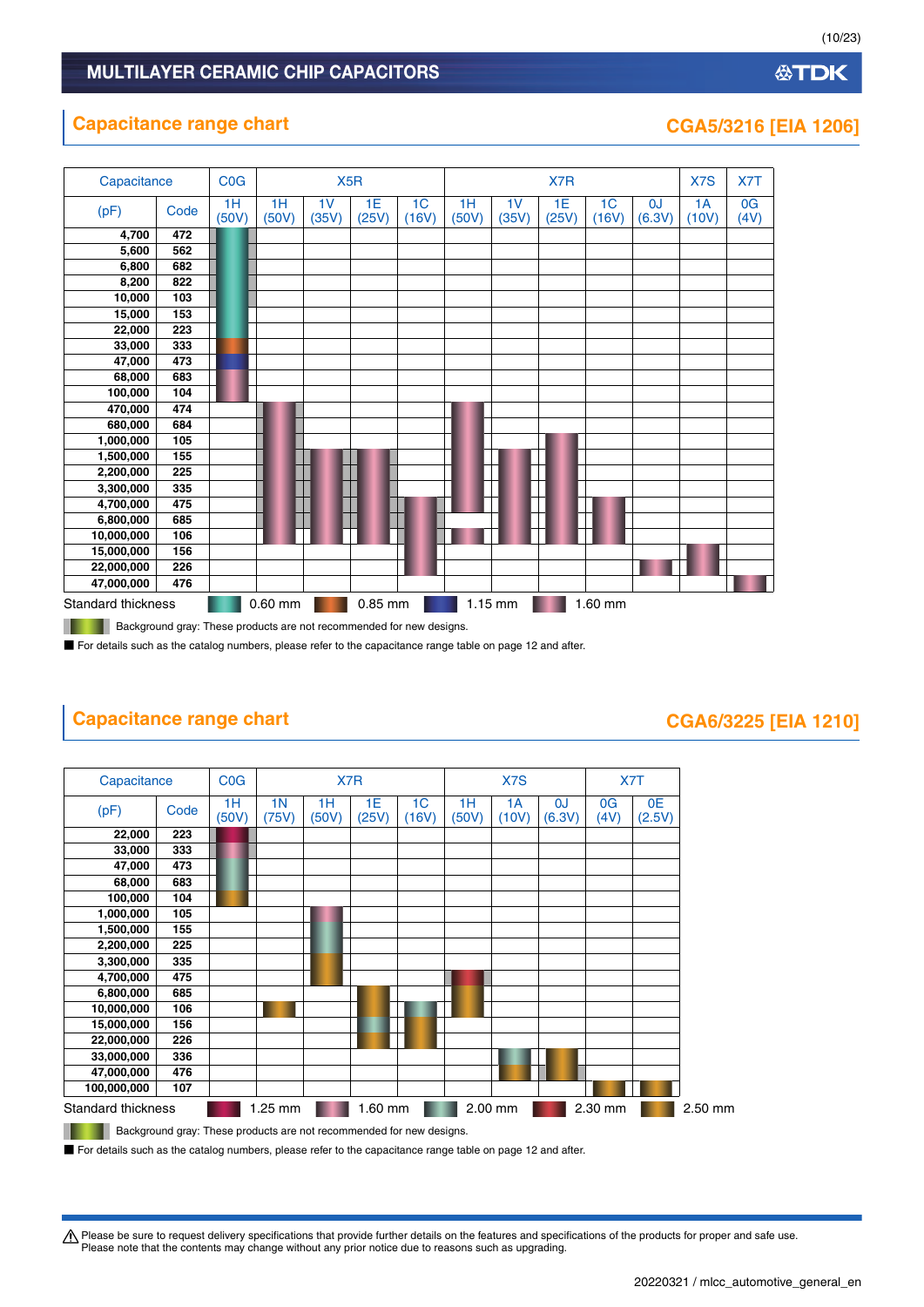# MULTILAYER CERAMIC CHIP CAPACITORS

## Capacitance range chart

### CGA5/3216 [EIA 1206]

| Capacitance (pF) | Code | C0G 1H (50V) | X5R 1H (50V) | X5R 1V (35V) | X5R 1E (25V) | X5R 1C (16V) | X7R 1H (50V) | X7R 1V (35V) | X7R 1E (25V) | X7R 1C (16V) | X7R 0J (6.3V) | X7S 1A (10V) | X7T 0G (4V) |
|---|---|---|---|---|---|---|---|---|---|---|---|---|---|
| 4,700 | 472 | 0.60 mm | | | | | | | | | | | |
| 5,600 | 562 | 0.60 mm | | | | | | | | | | | |
| 6,800 | 682 | 0.60 mm | | | | | | | | | | | |
| 8,200 | 822 | 0.60 mm | | | | | | | | | | | |
| 10,000 | 103 | 0.60 mm | | | | | | | | | | | |
| 15,000 | 153 | 0.60 mm | | | | | | | | | | | |
| 22,000 | 223 | 0.60 mm | | | | | | | | | | | |
| 33,000 | 333 | 0.85 mm | | | | | | | | | | | |
| 47,000 | 473 | 1.15 mm | | | | | | | | | | | |
| 68,000 | 683 | 1.60 mm | | | | | | | | | | | |
| 100,000 | 104 | 1.60 mm | | | | | | | | | | | |
| 470,000 | 474 | | 1.60 mm | | | | 1.60 mm | | | | | | |
| 680,000 | 684 | | 1.60 mm | | | | 1.60 mm | | | | | | |
| 1,000,000 | 105 | | 1.60 mm | | | | 1.60 mm | | 1.60 mm | | | | |
| 1,500,000 | 155 | | 1.60 mm | 1.60 mm | 1.60 mm | | 1.60 mm | 1.60 mm | 1.60 mm | | | | |
| 2,200,000 | 225 | | 1.60 mm | 1.60 mm | 1.60 mm | | 1.60 mm | 1.60 mm | 1.60 mm | | | | |
| 3,300,000 | 335 | | 1.60 mm | 1.60 mm | 1.60 mm | | 1.60 mm | 1.60 mm | 1.60 mm | | | | |
| 4,700,000 | 475 | | 1.60 mm | 1.60 mm | 1.60 mm | 1.60 mm | 1.60 mm | 1.60 mm | 1.60 mm | 1.60 mm | | | |
| 6,800,000 | 685 | | 1.60 mm | 1.60 mm | 1.60 mm | 1.60 mm | | 1.60 mm | 1.60 mm | 1.60 mm | | | |
| 10,000,000 | 106 | | 1.60 mm | 1.60 mm | 1.60 mm | 1.60 mm | 1.60 mm | 1.60 mm | 1.60 mm | 1.60 mm | | | |
| 15,000,000 | 156 | | | | | 1.60 mm | | | | | | 1.60 mm | |
| 22,000,000 | 226 | | | | | 1.60 mm | | | | | 1.60 mm | 1.60 mm | |
| 47,000,000 | 476 | | | | | | | | | | | | 1.60 mm |

Standard thickness: 0.60 mm, 0.85 mm, 1.15 mm, 1.60 mm

Background gray: These products are not recommended for new designs.

■ For details such as the catalog numbers, please refer to the capacitance range table on page 12 and after.

## Capacitance range chart

### CGA6/3225 [EIA 1210]

| Capacitance (pF) | Code | C0G 1H (50V) | X7R 1N (75V) | X7R 1H (50V) | X7R 1E (25V) | X7R 1C (16V) | X7S 1H (50V) | X7S 1A (10V) | X7S 0J (6.3V) | X7T 0G (4V) | X7T 0E (2.5V) |
|---|---|---|---|---|---|---|---|---|---|---|---|
| 22,000 | 223 | 1.25 mm | | | | | | | | | |
| 33,000 | 333 | 1.60 mm | | | | | | | | | |
| 47,000 | 473 | 2.00 mm | | | | | | | | | |
| 68,000 | 683 | 2.00 mm | | | | | | | | | |
| 100,000 | 104 | 2.50 mm | | | | | | | | | |
| 1,000,000 | 105 | | | 1.60 mm | | | | | | | |
| 1,500,000 | 155 | | | 2.00 mm | | | | | | | |
| 2,200,000 | 225 | | | 2.00 mm | | | | | | | |
| 3,300,000 | 335 | | | 2.50 mm | | | | | | | |
| 4,700,000 | 475 | | | 2.50 mm | | | 2.30 mm | | | | |
| 6,800,000 | 685 | | | | 2.50 mm | | 2.50 mm | | | | |
| 10,000,000 | 106 | | 2.50 mm | | 2.50 mm | 2.00 mm | 2.50 mm | | | | |
| 15,000,000 | 156 | | | | 2.00 mm | 2.50 mm | | | | | |
| 22,000,000 | 226 | | | | 2.50 mm | 2.50 mm | | | | | |
| 33,000,000 | 336 | | | | | | | 2.00 mm | 2.50 mm | | |
| 47,000,000 | 476 | | | | | | | 2.50 mm | 2.50 mm | | |
| 100,000,000 | 107 | | | | | | | | | 2.50 mm | 2.50 mm |

Standard thickness: 1.25 mm, 1.60 mm, 2.00 mm, 2.30 mm, 2.50 mm

Background gray: These products are not recommended for new designs.

■ For details such as the catalog numbers, please refer to the capacitance range table on page 12 and after.

⚠ Please be sure to request delivery specifications that provide further details on the features and specifications of the products for proper and safe use.
Please note that the contents may change without any prior notice due to reasons such as upgrading.

20220321 / mlcc_automotive_general_en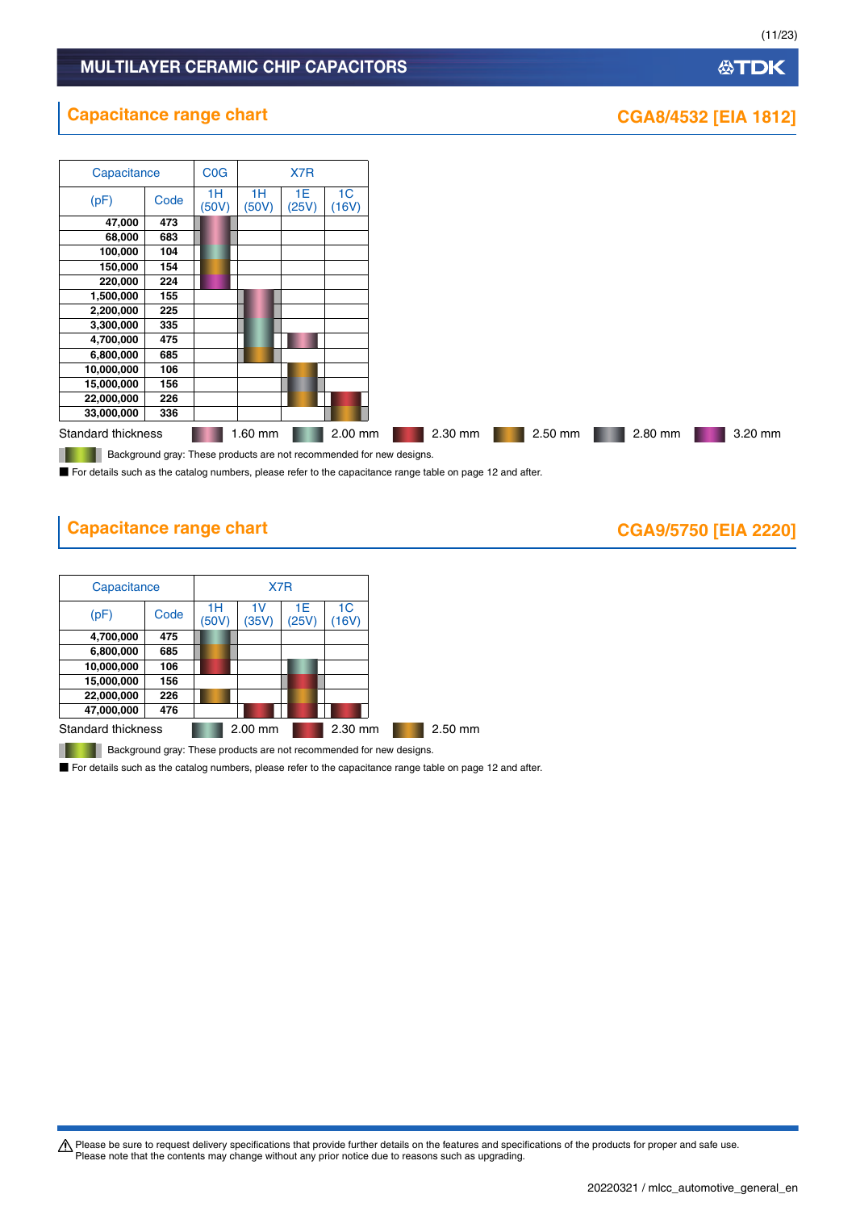## Capacitance range chart

### CGA8/4532 [EIA 1812]

| Capacitance | | C0G | X7R | | |
|---|---|---|---|---|---|
| (pF) | Code | 1H (50V) | 1H (50V) | 1E (25V) | 1C (16V) |
| 47,000 | 473 | 1.60 mm | | | |
| 68,000 | 683 | 1.60 mm | | | |
| 100,000 | 104 | 2.00 mm | | | |
| 150,000 | 154 | 2.50 mm | | | |
| 220,000 | 224 | 3.20 mm | | | |
| 1,500,000 | 155 | | 1.60 mm | | |
| 2,200,000 | 225 | | 1.60 mm | | |
| 3,300,000 | 335 | | 2.00 mm | | |
| 4,700,000 | 475 | | 2.00 mm | 1.60 mm | |
| 6,800,000 | 685 | | 2.50 mm | | |
| 10,000,000 | 106 | | | 2.50 mm | |
| 15,000,000 | 156 | | | 2.80 mm | |
| 22,000,000 | 226 | | | 2.50 mm | 2.30 mm |
| 33,000,000 | 336 | | | | 2.50 mm |

Standard thickness: 1.60 mm, 2.00 mm, 2.30 mm, 2.50 mm, 2.80 mm, 3.20 mm

Background gray: These products are not recommended for new designs.

■ For details such as the catalog numbers, please refer to the capacitance range table on page 12 and after.

## Capacitance range chart

### CGA9/5750 [EIA 2220]

| Capacitance | | X7R | | | |
|---|---|---|---|---|---|
| (pF) | Code | 1H (50V) | 1V (35V) | 1E (25V) | 1C (16V) |
| 4,700,000 | 475 | 2.00 mm | | | |
| 6,800,000 | 685 | 2.50 mm | | | |
| 10,000,000 | 106 | 2.30 mm | | 2.00 mm | |
| 15,000,000 | 156 | | | 2.30 mm | |
| 22,000,000 | 226 | 2.50 mm | | 2.50 mm | |
| 47,000,000 | 476 | | 2.30 mm | 2.30 mm | 2.30 mm |

Standard thickness: 2.00 mm, 2.30 mm, 2.50 mm

Background gray: These products are not recommended for new designs.

■ For details such as the catalog numbers, please refer to the capacitance range table on page 12 and after.

⚠ Please be sure to request delivery specifications that provide further details on the features and specifications of the products for proper and safe use.
Please note that the contents may change without any prior notice due to reasons such as upgrading.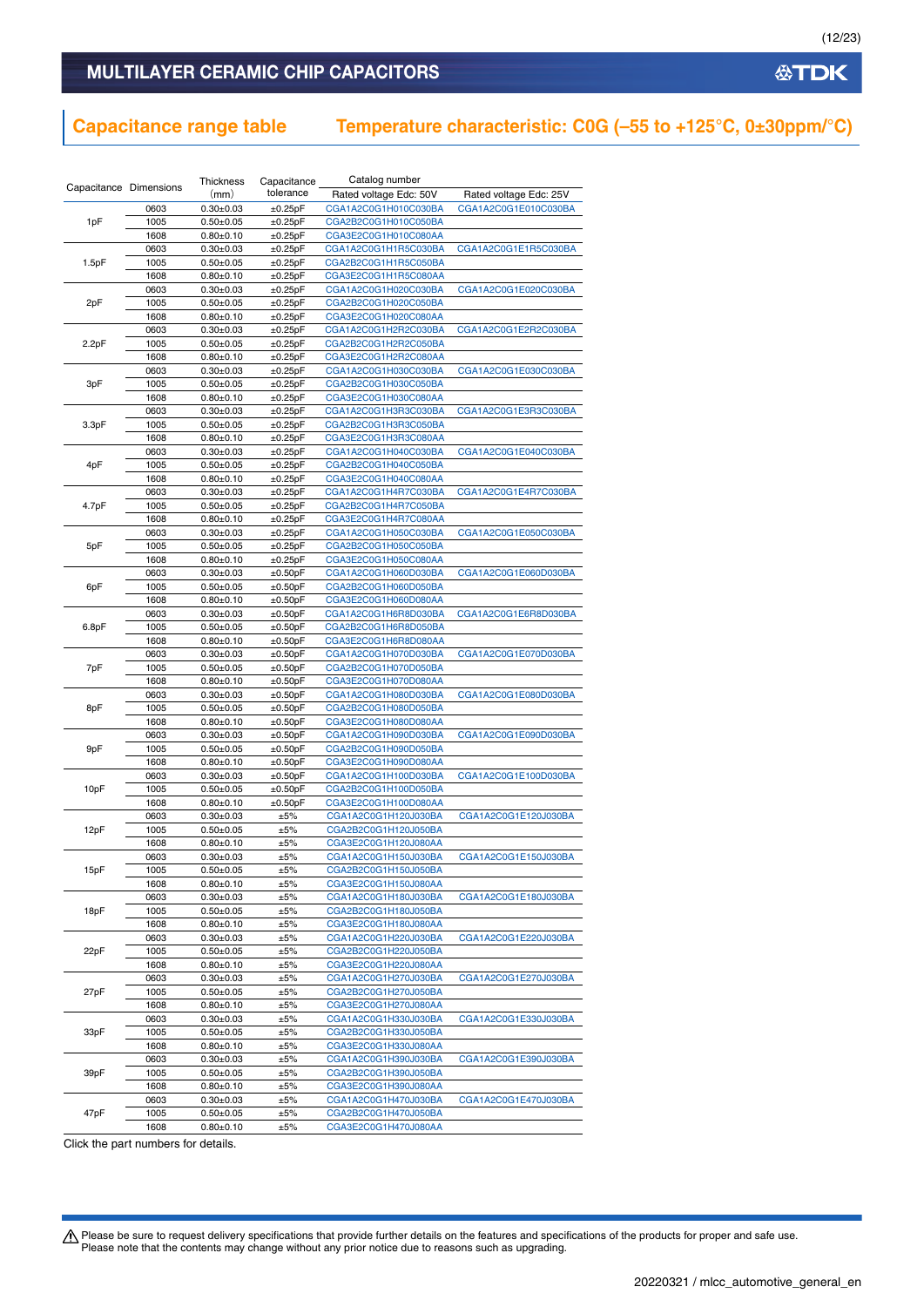# MULTILAYER CERAMIC CHIP CAPACITORS

## Capacitance range table — Temperature characteristic: C0G (–55 to +125°C, 0±30ppm/°C)

| Capacitance | Dimensions | Thickness (mm) | Capacitance tolerance | Catalog number | |
|---|---|---|---|---|---|
| | | | | Rated voltage Edc: 50V | Rated voltage Edc: 25V |
| 1pF | 0603 | 0.30±0.03 | ±0.25pF | CGA1A2C0G1H010C030BA | CGA1A2C0G1E010C030BA |
| | 1005 | 0.50±0.05 | ±0.25pF | CGA2B2C0G1H010C050BA | |
| | 1608 | 0.80±0.10 | ±0.25pF | CGA3E2C0G1H010C080AA | |
| 1.5pF | 0603 | 0.30±0.03 | ±0.25pF | CGA1A2C0G1H1R5C030BA | CGA1A2C0G1E1R5C030BA |
| | 1005 | 0.50±0.05 | ±0.25pF | CGA2B2C0G1H1R5C050BA | |
| | 1608 | 0.80±0.10 | ±0.25pF | CGA3E2C0G1H1R5C080AA | |
| 2pF | 0603 | 0.30±0.03 | ±0.25pF | CGA1A2C0G1H020C030BA | CGA1A2C0G1E020C030BA |
| | 1005 | 0.50±0.05 | ±0.25pF | CGA2B2C0G1H020C050BA | |
| | 1608 | 0.80±0.10 | ±0.25pF | CGA3E2C0G1H020C080AA | |
| 2.2pF | 0603 | 0.30±0.03 | ±0.25pF | CGA1A2C0G1H2R2C030BA | CGA1A2C0G1E2R2C030BA |
| | 1005 | 0.50±0.05 | ±0.25pF | CGA2B2C0G1H2R2C050BA | |
| | 1608 | 0.80±0.10 | ±0.25pF | CGA3E2C0G1H2R2C080AA | |
| 3pF | 0603 | 0.30±0.03 | ±0.25pF | CGA1A2C0G1H030C030BA | CGA1A2C0G1E030C030BA |
| | 1005 | 0.50±0.05 | ±0.25pF | CGA2B2C0G1H030C050BA | |
| | 1608 | 0.80±0.10 | ±0.25pF | CGA3E2C0G1H030C080AA | |
| 3.3pF | 0603 | 0.30±0.03 | ±0.25pF | CGA1A2C0G1H3R3C030BA | CGA1A2C0G1E3R3C030BA |
| | 1005 | 0.50±0.05 | ±0.25pF | CGA2B2C0G1H3R3C050BA | |
| | 1608 | 0.80±0.10 | ±0.25pF | CGA3E2C0G1H3R3C080AA | |
| 4pF | 0603 | 0.30±0.03 | ±0.25pF | CGA1A2C0G1H040C030BA | CGA1A2C0G1E040C030BA |
| | 1005 | 0.50±0.05 | ±0.25pF | CGA2B2C0G1H040C050BA | |
| | 1608 | 0.80±0.10 | ±0.25pF | CGA3E2C0G1H040C080AA | |
| 4.7pF | 0603 | 0.30±0.03 | ±0.25pF | CGA1A2C0G1H4R7C030BA | CGA1A2C0G1E4R7C030BA |
| | 1005 | 0.50±0.05 | ±0.25pF | CGA2B2C0G1H4R7C050BA | |
| | 1608 | 0.80±0.10 | ±0.25pF | CGA3E2C0G1H4R7C080AA | |
| 5pF | 0603 | 0.30±0.03 | ±0.25pF | CGA1A2C0G1H050C030BA | CGA1A2C0G1E050C030BA |
| | 1005 | 0.50±0.05 | ±0.25pF | CGA2B2C0G1H050C050BA | |
| | 1608 | 0.80±0.10 | ±0.25pF | CGA3E2C0G1H050C080AA | |
| 6pF | 0603 | 0.30±0.03 | ±0.50pF | CGA1A2C0G1H060D030BA | CGA1A2C0G1E060D030BA |
| | 1005 | 0.50±0.05 | ±0.50pF | CGA2B2C0G1H060D050BA | |
| | 1608 | 0.80±0.10 | ±0.50pF | CGA3E2C0G1H060D080AA | |
| 6.8pF | 0603 | 0.30±0.03 | ±0.50pF | CGA1A2C0G1H6R8D030BA | CGA1A2C0G1E6R8D030BA |
| | 1005 | 0.50±0.05 | ±0.50pF | CGA2B2C0G1H6R8D050BA | |
| | 1608 | 0.80±0.10 | ±0.50pF | CGA3E2C0G1H6R8D080AA | |
| 7pF | 0603 | 0.30±0.03 | ±0.50pF | CGA1A2C0G1H070D030BA | CGA1A2C0G1E070D030BA |
| | 1005 | 0.50±0.05 | ±0.50pF | CGA2B2C0G1H070D050BA | |
| | 1608 | 0.80±0.10 | ±0.50pF | CGA3E2C0G1H070D080AA | |
| 8pF | 0603 | 0.30±0.03 | ±0.50pF | CGA1A2C0G1H080D030BA | CGA1A2C0G1E080D030BA |
| | 1005 | 0.50±0.05 | ±0.50pF | CGA2B2C0G1H080D050BA | |
| | 1608 | 0.80±0.10 | ±0.50pF | CGA3E2C0G1H080D080AA | |
| 9pF | 0603 | 0.30±0.03 | ±0.50pF | CGA1A2C0G1H090D030BA | CGA1A2C0G1E090D030BA |
| | 1005 | 0.50±0.05 | ±0.50pF | CGA2B2C0G1H090D050BA | |
| | 1608 | 0.80±0.10 | ±0.50pF | CGA3E2C0G1H090D080AA | |
| 10pF | 0603 | 0.30±0.03 | ±0.50pF | CGA1A2C0G1H100D030BA | CGA1A2C0G1E100D030BA |
| | 1005 | 0.50±0.05 | ±0.50pF | CGA2B2C0G1H100D050BA | |
| | 1608 | 0.80±0.10 | ±0.50pF | CGA3E2C0G1H100D080AA | |
| 12pF | 0603 | 0.30±0.03 | ±5% | CGA1A2C0G1H120J030BA | CGA1A2C0G1E120J030BA |
| | 1005 | 0.50±0.05 | ±5% | CGA2B2C0G1H120J050BA | |
| | 1608 | 0.80±0.10 | ±5% | CGA3E2C0G1H120J080AA | |
| 15pF | 0603 | 0.30±0.03 | ±5% | CGA1A2C0G1H150J030BA | CGA1A2C0G1E150J030BA |
| | 1005 | 0.50±0.05 | ±5% | CGA2B2C0G1H150J050BA | |
| | 1608 | 0.80±0.10 | ±5% | CGA3E2C0G1H150J080AA | |
| 18pF | 0603 | 0.30±0.03 | ±5% | CGA1A2C0G1H180J030BA | CGA1A2C0G1E180J030BA |
| | 1005 | 0.50±0.05 | ±5% | CGA2B2C0G1H180J050BA | |
| | 1608 | 0.80±0.10 | ±5% | CGA3E2C0G1H180J080AA | |
| 22pF | 0603 | 0.30±0.03 | ±5% | CGA1A2C0G1H220J030BA | CGA1A2C0G1E220J030BA |
| | 1005 | 0.50±0.05 | ±5% | CGA2B2C0G1H220J050BA | |
| | 1608 | 0.80±0.10 | ±5% | CGA3E2C0G1H220J080AA | |
| 27pF | 0603 | 0.30±0.03 | ±5% | CGA1A2C0G1H270J030BA | CGA1A2C0G1E270J030BA |
| | 1005 | 0.50±0.05 | ±5% | CGA2B2C0G1H270J050BA | |
| | 1608 | 0.80±0.10 | ±5% | CGA3E2C0G1H270J080AA | |
| 33pF | 0603 | 0.30±0.03 | ±5% | CGA1A2C0G1H330J030BA | CGA1A2C0G1E330J030BA |
| | 1005 | 0.50±0.05 | ±5% | CGA2B2C0G1H330J050BA | |
| | 1608 | 0.80±0.10 | ±5% | CGA3E2C0G1H330J080AA | |
| 39pF | 0603 | 0.30±0.03 | ±5% | CGA1A2C0G1H390J030BA | CGA1A2C0G1E390J030BA |
| | 1005 | 0.50±0.05 | ±5% | CGA2B2C0G1H390J050BA | |
| | 1608 | 0.80±0.10 | ±5% | CGA3E2C0G1H390J080AA | |
| 47pF | 0603 | 0.30±0.03 | ±5% | CGA1A2C0G1H470J030BA | CGA1A2C0G1E470J030BA |
| | 1005 | 0.50±0.05 | ±5% | CGA2B2C0G1H470J050BA | |
| | 1608 | 0.80±0.10 | ±5% | CGA3E2C0G1H470J080AA | |

Click the part numbers for details.

⚠ Please be sure to request delivery specifications that provide further details on the features and specifications of the products for proper and safe use.
Please note that the contents may change without any prior notice due to reasons such as upgrading.

20220321 / mlcc_automotive_general_en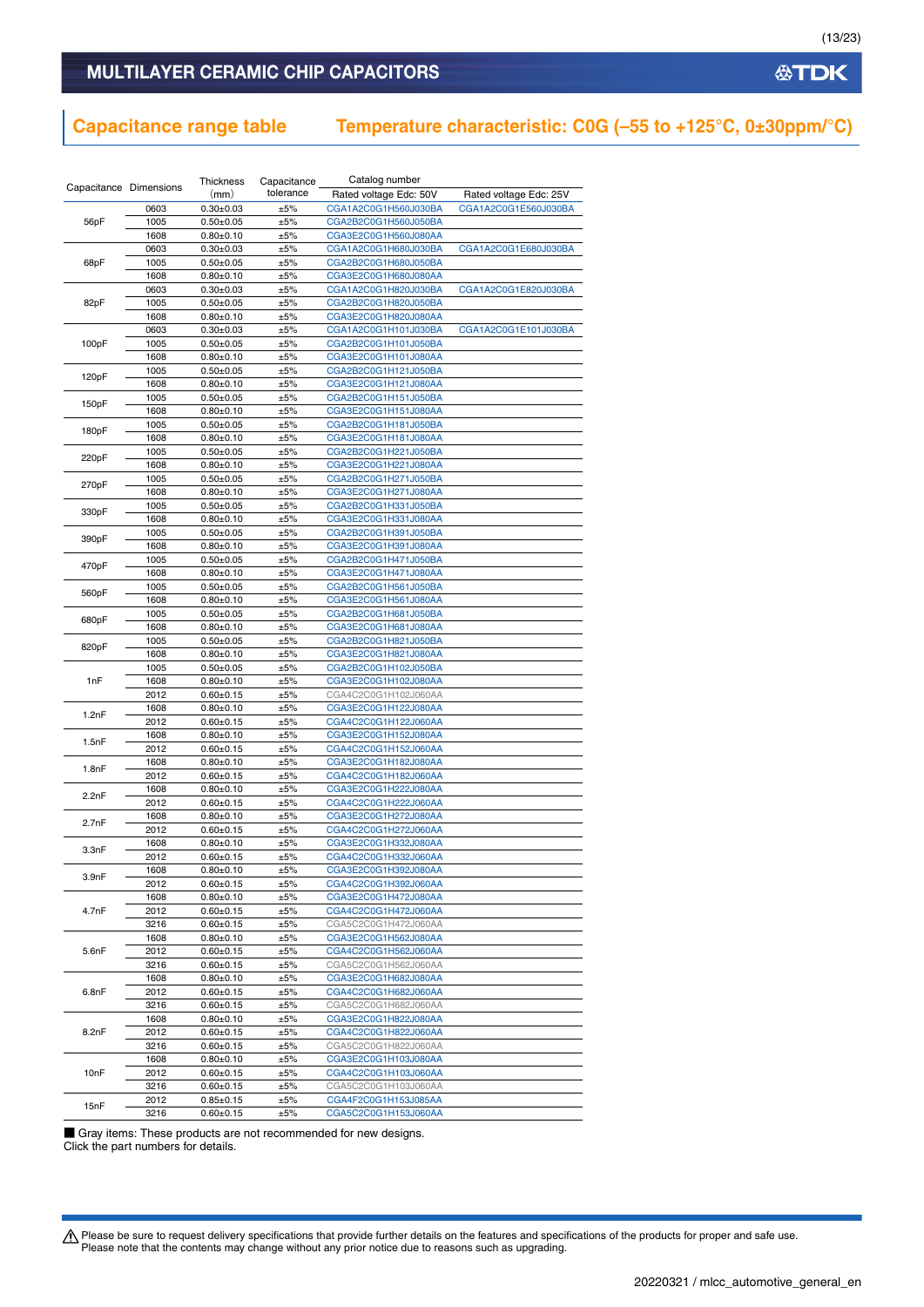## MULTILAYER CERAMIC CHIP CAPACITORS

## Capacitance range table　Temperature characteristic: C0G (–55 to +125°C, 0±30ppm/°C)

| Capacitance | Dimensions | Thickness (mm) | Capacitance tolerance | Catalog number | |
|---|---|---|---|---|---|
| | | | | Rated voltage Edc: 50V | Rated voltage Edc: 25V |
| 56pF | 0603 | 0.30±0.03 | ±5% | CGA1A2C0G1H560J030BA | CGA1A2C0G1E560J030BA |
| | 1005 | 0.50±0.05 | ±5% | CGA2B2C0G1H560J050BA | |
| | 1608 | 0.80±0.10 | ±5% | CGA3E2C0G1H560J080AA | |
| 68pF | 0603 | 0.30±0.03 | ±5% | CGA1A2C0G1H680J030BA | CGA1A2C0G1E680J030BA |
| | 1005 | 0.50±0.05 | ±5% | CGA2B2C0G1H680J050BA | |
| | 1608 | 0.80±0.10 | ±5% | CGA3E2C0G1H680J080AA | |
| 82pF | 0603 | 0.30±0.03 | ±5% | CGA1A2C0G1H820J030BA | CGA1A2C0G1E820J030BA |
| | 1005 | 0.50±0.05 | ±5% | CGA2B2C0G1H820J050BA | |
| | 1608 | 0.80±0.10 | ±5% | CGA3E2C0G1H820J080AA | |
| 100pF | 0603 | 0.30±0.03 | ±5% | CGA1A2C0G1H101J030BA | CGA1A2C0G1E101J030BA |
| | 1005 | 0.50±0.05 | ±5% | CGA2B2C0G1H101J050BA | |
| | 1608 | 0.80±0.10 | ±5% | CGA3E2C0G1H101J080AA | |
| 120pF | 1005 | 0.50±0.05 | ±5% | CGA2B2C0G1H121J050BA | |
| | 1608 | 0.80±0.10 | ±5% | CGA3E2C0G1H121J080AA | |
| 150pF | 1005 | 0.50±0.05 | ±5% | CGA2B2C0G1H151J050BA | |
| | 1608 | 0.80±0.10 | ±5% | CGA3E2C0G1H151J080AA | |
| 180pF | 1005 | 0.50±0.05 | ±5% | CGA2B2C0G1H181J050BA | |
| | 1608 | 0.80±0.10 | ±5% | CGA3E2C0G1H181J080AA | |
| 220pF | 1005 | 0.50±0.05 | ±5% | CGA2B2C0G1H221J050BA | |
| | 1608 | 0.80±0.10 | ±5% | CGA3E2C0G1H221J080AA | |
| 270pF | 1005 | 0.50±0.05 | ±5% | CGA2B2C0G1H271J050BA | |
| | 1608 | 0.80±0.10 | ±5% | CGA3E2C0G1H271J080AA | |
| 330pF | 1005 | 0.50±0.05 | ±5% | CGA2B2C0G1H331J050BA | |
| | 1608 | 0.80±0.10 | ±5% | CGA3E2C0G1H331J080AA | |
| 390pF | 1005 | 0.50±0.05 | ±5% | CGA2B2C0G1H391J050BA | |
| | 1608 | 0.80±0.10 | ±5% | CGA3E2C0G1H391J080AA | |
| 470pF | 1005 | 0.50±0.05 | ±5% | CGA2B2C0G1H471J050BA | |
| | 1608 | 0.80±0.10 | ±5% | CGA3E2C0G1H471J080AA | |
| 560pF | 1005 | 0.50±0.05 | ±5% | CGA2B2C0G1H561J050BA | |
| | 1608 | 0.80±0.10 | ±5% | CGA3E2C0G1H561J080AA | |
| 680pF | 1005 | 0.50±0.05 | ±5% | CGA2B2C0G1H681J050BA | |
| | 1608 | 0.80±0.10 | ±5% | CGA3E2C0G1H681J080AA | |
| 820pF | 1005 | 0.50±0.05 | ±5% | CGA2B2C0G1H821J050BA | |
| | 1608 | 0.80±0.10 | ±5% | CGA3E2C0G1H821J080AA | |
| 1nF | 1005 | 0.50±0.05 | ±5% | CGA2B2C0G1H102J050BA | |
| | 1608 | 0.80±0.10 | ±5% | CGA3E2C0G1H102J080AA | |
| | 2012 | 0.60±0.15 | ±5% | CGA4C2C0G1H102J060AA | |
| 1.2nF | 1608 | 0.80±0.10 | ±5% | CGA3E2C0G1H122J080AA | |
| | 2012 | 0.60±0.15 | ±5% | CGA4C2C0G1H122J060AA | |
| 1.5nF | 1608 | 0.80±0.10 | ±5% | CGA3E2C0G1H152J080AA | |
| | 2012 | 0.60±0.15 | ±5% | CGA4C2C0G1H152J060AA | |
| 1.8nF | 1608 | 0.80±0.10 | ±5% | CGA3E2C0G1H182J080AA | |
| | 2012 | 0.60±0.15 | ±5% | CGA4C2C0G1H182J060AA | |
| 2.2nF | 1608 | 0.80±0.10 | ±5% | CGA3E2C0G1H222J080AA | |
| | 2012 | 0.60±0.15 | ±5% | CGA4C2C0G1H222J060AA | |
| 2.7nF | 1608 | 0.80±0.10 | ±5% | CGA3E2C0G1H272J080AA | |
| | 2012 | 0.60±0.15 | ±5% | CGA4C2C0G1H272J060AA | |
| 3.3nF | 1608 | 0.80±0.10 | ±5% | CGA3E2C0G1H332J080AA | |
| | 2012 | 0.60±0.15 | ±5% | CGA4C2C0G1H332J060AA | |
| 3.9nF | 1608 | 0.80±0.10 | ±5% | CGA3E2C0G1H392J080AA | |
| | 2012 | 0.60±0.15 | ±5% | CGA4C2C0G1H392J060AA | |
| 4.7nF | 1608 | 0.80±0.10 | ±5% | CGA3E2C0G1H472J080AA | |
| | 2012 | 0.60±0.15 | ±5% | CGA4C2C0G1H472J060AA | |
| | 3216 | 0.60±0.15 | ±5% | CGA5C2C0G1H472J060AA | |
| 5.6nF | 1608 | 0.80±0.10 | ±5% | CGA3E2C0G1H562J080AA | |
| | 2012 | 0.60±0.15 | ±5% | CGA4C2C0G1H562J060AA | |
| | 3216 | 0.60±0.15 | ±5% | CGA5C2C0G1H562J060AA | |
| 6.8nF | 1608 | 0.80±0.10 | ±5% | CGA3E2C0G1H682J080AA | |
| | 2012 | 0.60±0.15 | ±5% | CGA4C2C0G1H682J060AA | |
| | 3216 | 0.60±0.15 | ±5% | CGA5C2C0G1H682J060AA | |
| 8.2nF | 1608 | 0.80±0.10 | ±5% | CGA3E2C0G1H822J080AA | |
| | 2012 | 0.60±0.15 | ±5% | CGA4C2C0G1H822J060AA | |
| | 3216 | 0.60±0.15 | ±5% | CGA5C2C0G1H822J060AA | |
| 10nF | 1608 | 0.80±0.10 | ±5% | CGA3E2C0G1H103J080AA | |
| | 2012 | 0.60±0.15 | ±5% | CGA4C2C0G1H103J060AA | |
| | 3216 | 0.60±0.15 | ±5% | CGA5C2C0G1H103J060AA | |
| 15nF | 2012 | 0.85±0.15 | ±5% | CGA4F2C0G1H153J085AA | |
| | 3216 | 0.60±0.15 | ±5% | CGA5C2C0G1H153J060AA | |

■ Gray items: These products are not recommended for new designs.
Click the part numbers for details.

⚠ Please be sure to request delivery specifications that provide further details on the features and specifications of the products for proper and safe use.
Please note that the contents may change without any prior notice due to reasons such as upgrading.

20220321 / mlcc_automotive_general_en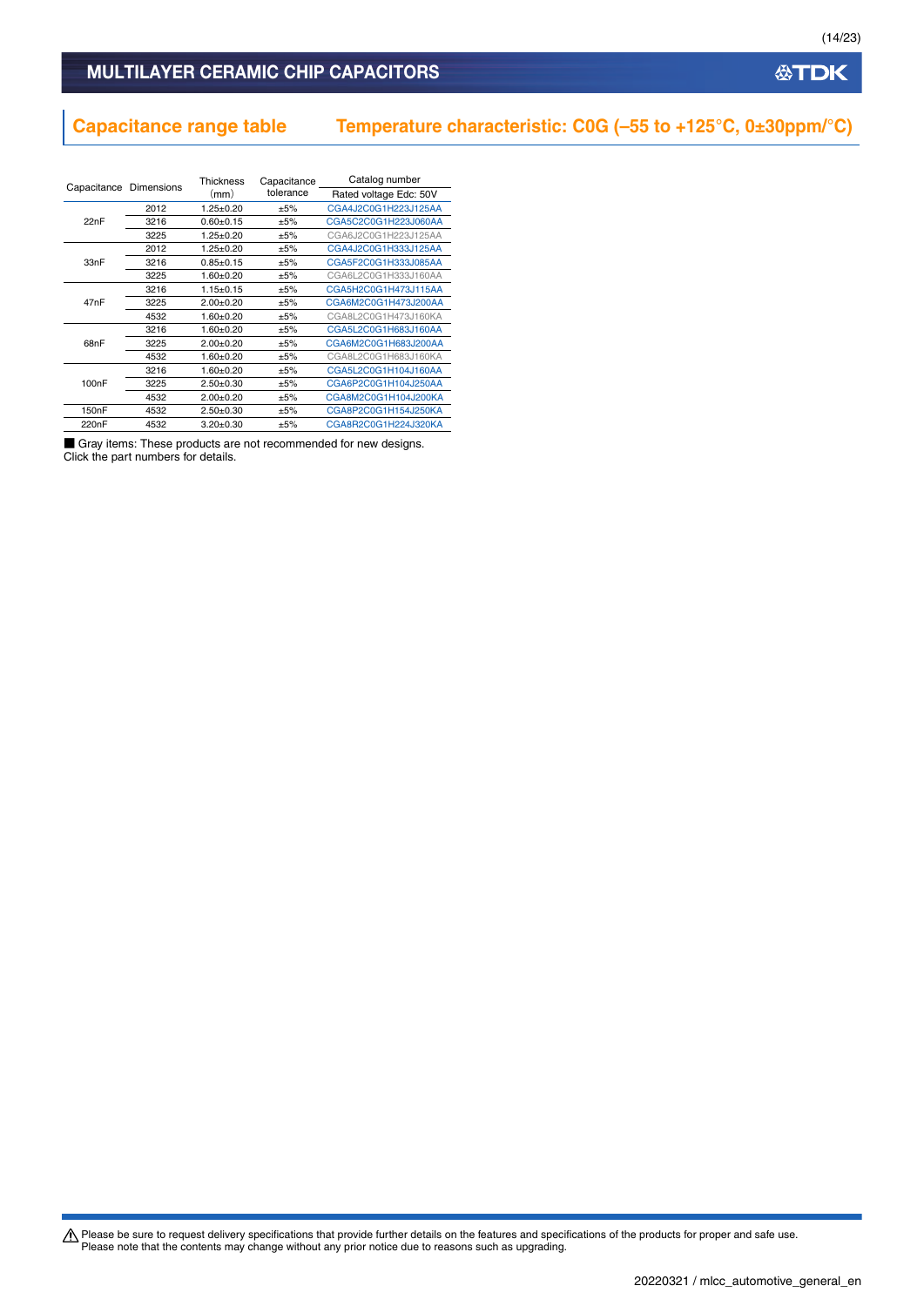## Capacitance range table    Temperature characteristic: C0G (–55 to +125°C, 0±30ppm/°C)

| Capacitance | Dimensions | Thickness (mm) | Capacitance tolerance | Catalog number |
|---|---|---|---|---|
| | | | | Rated voltage Edc: 50V |
| 22nF | 2012 | 1.25±0.20 | ±5% | CGA4J2C0G1H223J125AA |
| | 3216 | 0.60±0.15 | ±5% | CGA5C2C0G1H223J060AA |
| | 3225 | 1.25±0.20 | ±5% | CGA6J2C0G1H223J125AA |
| 33nF | 2012 | 1.25±0.20 | ±5% | CGA4J2C0G1H333J125AA |
| | 3216 | 0.85±0.15 | ±5% | CGA5F2C0G1H333J085AA |
| | 3225 | 1.60±0.20 | ±5% | CGA6L2C0G1H333J160AA |
| 47nF | 3216 | 1.15±0.15 | ±5% | CGA5H2C0G1H473J115AA |
| | 3225 | 2.00±0.20 | ±5% | CGA6M2C0G1H473J200AA |
| | 4532 | 1.60±0.20 | ±5% | CGA8L2C0G1H473J160KA |
| 68nF | 3216 | 1.60±0.20 | ±5% | CGA5L2C0G1H683J160AA |
| | 3225 | 2.00±0.20 | ±5% | CGA6M2C0G1H683J200AA |
| | 4532 | 1.60±0.20 | ±5% | CGA8L2C0G1H683J160KA |
| 100nF | 3216 | 1.60±0.20 | ±5% | CGA5L2C0G1H104J160AA |
| | 3225 | 2.50±0.30 | ±5% | CGA6P2C0G1H104J250AA |
| | 4532 | 2.00±0.20 | ±5% | CGA8M2C0G1H104J200KA |
| 150nF | 4532 | 2.50±0.30 | ±5% | CGA8P2C0G1H154J250KA |
| 220nF | 4532 | 3.20±0.30 | ±5% | CGA8R2C0G1H224J320KA |

■ Gray items: These products are not recommended for new designs.
Click the part numbers for details.

⚠ Please be sure to request delivery specifications that provide further details on the features and specifications of the products for proper and safe use.
Please note that the contents may change without any prior notice due to reasons such as upgrading.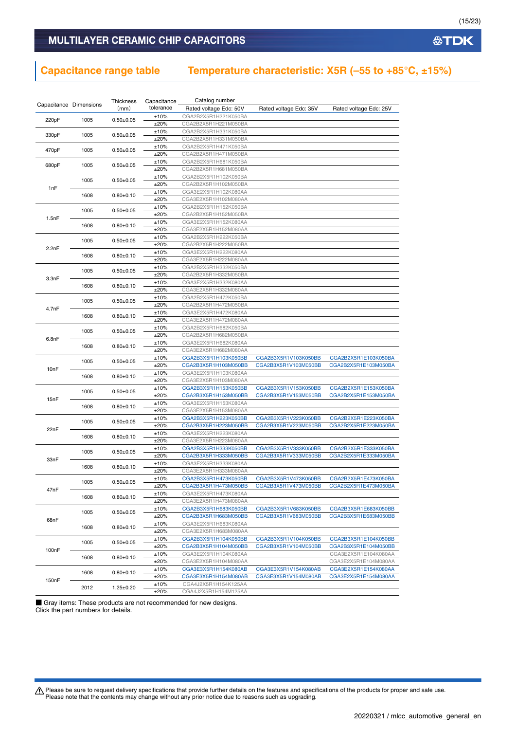## MULTILAYER CERAMIC CHIP CAPACITORS

## Capacitance range table　　Temperature characteristic: X5R (–55 to +85°C, ±15%)

| Capacitance | Dimensions | Thickness (mm) | Capacitance tolerance | Catalog number Rated voltage Edc: 50V | Rated voltage Edc: 35V | Rated voltage Edc: 25V |
|---|---|---|---|---|---|---|
| 220pF | 1005 | 0.50±0.05 | ±10% | CGA2B2X5R1H221K050BA | | |
| | | | ±20% | CGA2B2X5R1H221M050BA | | |
| 330pF | 1005 | 0.50±0.05 | ±10% | CGA2B2X5R1H331K050BA | | |
| | | | ±20% | CGA2B2X5R1H331M050BA | | |
| 470pF | 1005 | 0.50±0.05 | ±10% | CGA2B2X5R1H471K050BA | | |
| | | | ±20% | CGA2B2X5R1H471M050BA | | |
| 680pF | 1005 | 0.50±0.05 | ±10% | CGA2B2X5R1H681K050BA | | |
| | | | ±20% | CGA2B2X5R1H681M050BA | | |
| 1nF | 1005 | 0.50±0.05 | ±10% | CGA2B2X5R1H102K050BA | | |
| | | | ±20% | CGA2B2X5R1H102M050BA | | |
| | 1608 | 0.80±0.10 | ±10% | CGA3E2X5R1H102K080AA | | |
| | | | ±20% | CGA3E2X5R1H102M080AA | | |
| 1.5nF | 1005 | 0.50±0.05 | ±10% | CGA2B2X5R1H152K050BA | | |
| | | | ±20% | CGA2B2X5R1H152M050BA | | |
| | 1608 | 0.80±0.10 | ±10% | CGA3E2X5R1H152K080AA | | |
| | | | ±20% | CGA3E2X5R1H152M080AA | | |
| 2.2nF | 1005 | 0.50±0.05 | ±10% | CGA2B2X5R1H222K050BA | | |
| | | | ±20% | CGA2B2X5R1H222M050BA | | |
| | 1608 | 0.80±0.10 | ±10% | CGA3E2X5R1H222K080AA | | |
| | | | ±20% | CGA3E2X5R1H222M080AA | | |
| 3.3nF | 1005 | 0.50±0.05 | ±10% | CGA2B2X5R1H332K050BA | | |
| | | | ±20% | CGA2B2X5R1H332M050BA | | |
| | 1608 | 0.80±0.10 | ±10% | CGA3E2X5R1H332K080AA | | |
| | | | ±20% | CGA3E2X5R1H332M080AA | | |
| 4.7nF | 1005 | 0.50±0.05 | ±10% | CGA2B2X5R1H472K050BA | | |
| | | | ±20% | CGA2B2X5R1H472M050BA | | |
| | 1608 | 0.80±0.10 | ±10% | CGA3E2X5R1H472K080AA | | |
| | | | ±20% | CGA3E2X5R1H472M080AA | | |
| 6.8nF | 1005 | 0.50±0.05 | ±10% | CGA2B2X5R1H682K050BA | | |
| | | | ±20% | CGA2B2X5R1H682M050BA | | |
| | 1608 | 0.80±0.10 | ±10% | CGA3E2X5R1H682K080AA | | |
| | | | ±20% | CGA3E2X5R1H682M080AA | | |
| 10nF | 1005 | 0.50±0.05 | ±10% | CGA2B3X5R1H103K050BB | CGA2B3X5R1V103K050BB | CGA2B2X5R1E103K050BA |
| | | | ±20% | CGA2B3X5R1H103M050BB | CGA2B3X5R1V103M050BB | CGA2B2X5R1E103M050BA |
| | 1608 | 0.80±0.10 | ±10% | CGA3E2X5R1H103K080AA | | |
| | | | ±20% | CGA3E2X5R1H103M080AA | | |
| 15nF | 1005 | 0.50±0.05 | ±10% | CGA2B3X5R1H153K050BB | CGA2B3X5R1V153K050BB | CGA2B2X5R1E153K050BA |
| | | | ±20% | CGA2B3X5R1H153M050BB | CGA2B3X5R1V153M050BB | CGA2B2X5R1E153M050BA |
| | 1608 | 0.80±0.10 | ±10% | CGA3E2X5R1H153K080AA | | |
| | | | ±20% | CGA3E2X5R1H153M080AA | | |
| 22nF | 1005 | 0.50±0.05 | ±10% | CGA2B3X5R1H223K050BB | CGA2B3X5R1V223K050BB | CGA2B2X5R1E223K050BA |
| | | | ±20% | CGA2B3X5R1H223M050BB | CGA2B3X5R1V223M050BB | CGA2B2X5R1E223M050BA |
| | 1608 | 0.80±0.10 | ±10% | CGA3E2X5R1H223K080AA | | |
| | | | ±20% | CGA3E2X5R1H223M080AA | | |
| 33nF | 1005 | 0.50±0.05 | ±10% | CGA2B3X5R1H333K050BB | CGA2B3X5R1V333K050BB | CGA2B2X5R1E333K050BA |
| | | | ±20% | CGA2B3X5R1H333M050BB | CGA2B3X5R1V333M050BB | CGA2B2X5R1E333M050BA |
| | 1608 | 0.80±0.10 | ±10% | CGA3E2X5R1H333K080AA | | |
| | | | ±20% | CGA3E2X5R1H333M080AA | | |
| 47nF | 1005 | 0.50±0.05 | ±10% | CGA2B3X5R1H473K050BB | CGA2B3X5R1V473K050BB | CGA2B2X5R1E473K050BA |
| | | | ±20% | CGA2B3X5R1H473M050BB | CGA2B3X5R1V473M050BB | CGA2B2X5R1E473M050BA |
| | 1608 | 0.80±0.10 | ±10% | CGA3E2X5R1H473K080AA | | |
| | | | ±20% | CGA3E2X5R1H473M080AA | | |
| 68nF | 1005 | 0.50±0.05 | ±10% | CGA2B3X5R1H683K050BB | CGA2B3X5R1V683K050BB | CGA2B3X5R1E683K050BB |
| | | | ±20% | CGA2B3X5R1H683M050BB | CGA2B3X5R1V683M050BB | CGA2B3X5R1E683M050BB |
| | 1608 | 0.80±0.10 | ±10% | CGA3E2X5R1H683K080AA | | |
| | | | ±20% | CGA3E2X5R1H683M080AA | | |
| 100nF | 1005 | 0.50±0.05 | ±10% | CGA2B3X5R1H104K050BB | CGA2B3X5R1V104K050BB | CGA2B3X5R1E104K050BB |
| | | | ±20% | CGA2B3X5R1H104M050BB | CGA2B3X5R1V104M050BB | CGA2B3X5R1E104M050BB |
| | 1608 | 0.80±0.10 | ±10% | CGA3E2X5R1H104K080AA | | CGA3E2X5R1E104K080AA |
| | | | ±20% | CGA3E2X5R1H104M080AA | | CGA3E2X5R1E104M080AA |
| 150nF | 1608 | 0.80±0.10 | ±10% | CGA3E3X5R1H154K080AB | CGA3E3X5R1V154K080AB | CGA3E2X5R1E154K080AA |
| | | | ±20% | CGA3E3X5R1H154M080AB | CGA3E3X5R1V154M080AB | CGA3E2X5R1E154M080AA |
| | 2012 | 1.25±0.20 | ±10% | CGA4J2X5R1H154K125AA | | |
| | | | ±20% | CGA4J2X5R1H154M125AA | | |

■ Gray items: These products are not recommended for new designs.
Click the part numbers for details.

⚠ Please be sure to request delivery specifications that provide further details on the features and specifications of the products for proper and safe use.
Please note that the contents may change without any prior notice due to reasons such as upgrading.

20220321 / mlcc_automotive_general_en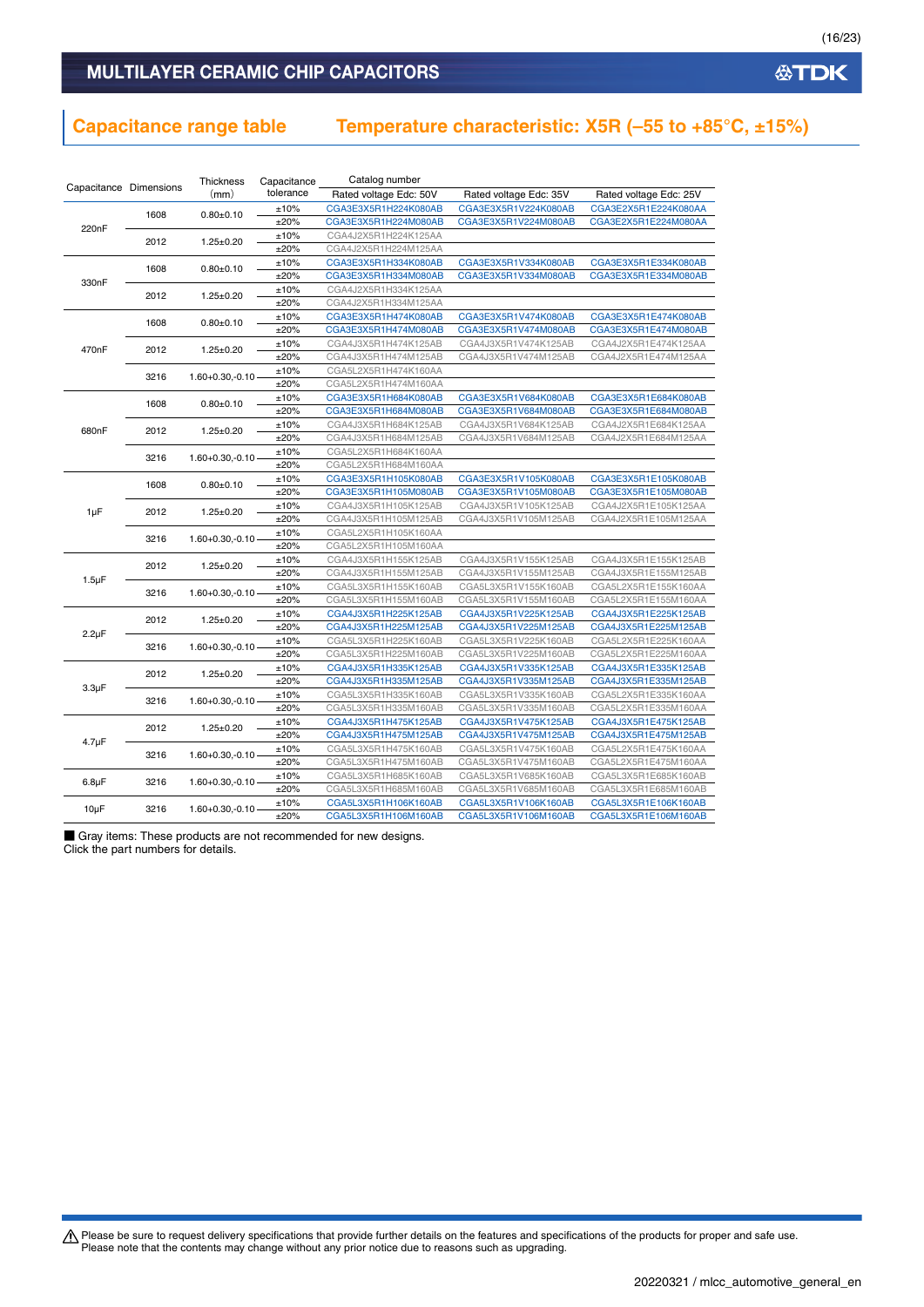## MULTILAYER CERAMIC CHIP CAPACITORS

## Capacitance range table　Temperature characteristic: X5R (–55 to +85°C, ±15%)

| Capacitance | Dimensions | Thickness (mm) | Capacitance tolerance | Catalog number | | |
|---|---|---|---|---|---|---|
| | | | | Rated voltage Edc: 50V | Rated voltage Edc: 35V | Rated voltage Edc: 25V |
| 220nF | 1608 | 0.80±0.10 | ±10% | CGA3E3X5R1H224K080AB | CGA3E3X5R1V224K080AB | CGA3E2X5R1E224K080AA |
| | | | ±20% | CGA3E3X5R1H224M080AB | CGA3E3X5R1V224M080AB | CGA3E2X5R1E224M080AA |
| | 2012 | 1.25±0.20 | ±10% | CGA4J2X5R1H224K125AA | | |
| | | | ±20% | CGA4J2X5R1H224M125AA | | |
| 330nF | 1608 | 0.80±0.10 | ±10% | CGA3E3X5R1H334K080AB | CGA3E3X5R1V334K080AB | CGA3E3X5R1E334K080AB |
| | | | ±20% | CGA3E3X5R1H334M080AB | CGA3E3X5R1V334M080AB | CGA3E3X5R1E334M080AB |
| | 2012 | 1.25±0.20 | ±10% | CGA4J2X5R1H334K125AA | | |
| | | | ±20% | CGA4J2X5R1H334M125AA | | |
| 470nF | 1608 | 0.80±0.10 | ±10% | CGA3E3X5R1H474K080AB | CGA3E3X5R1V474K080AB | CGA3E3X5R1E474K080AB |
| | | | ±20% | CGA3E3X5R1H474M080AB | CGA3E3X5R1V474M080AB | CGA3E3X5R1E474M080AB |
| | 2012 | 1.25±0.20 | ±10% | CGA4J3X5R1H474K125AB | CGA4J3X5R1V474K125AB | CGA4J2X5R1E474K125AA |
| | | | ±20% | CGA4J3X5R1H474M125AB | CGA4J3X5R1V474M125AB | CGA4J2X5R1E474M125AA |
| | 3216 | 1.60+0.30,-0.10 | ±10% | CGA5L2X5R1H474K160AA | | |
| | | | ±20% | CGA5L2X5R1H474M160AA | | |
| 680nF | 1608 | 0.80±0.10 | ±10% | CGA3E3X5R1H684K080AB | CGA3E3X5R1V684K080AB | CGA3E3X5R1E684K080AB |
| | | | ±20% | CGA3E3X5R1H684M080AB | CGA3E3X5R1V684M080AB | CGA3E3X5R1E684M080AB |
| | 2012 | 1.25±0.20 | ±10% | CGA4J3X5R1H684K125AB | CGA4J3X5R1V684K125AB | CGA4J2X5R1E684K125AA |
| | | | ±20% | CGA4J3X5R1H684M125AB | CGA4J3X5R1V684M125AB | CGA4J2X5R1E684M125AA |
| | 3216 | 1.60+0.30,-0.10 | ±10% | CGA5L2X5R1H684K160AA | | |
| | | | ±20% | CGA5L2X5R1H684M160AA | | |
| 1µF | 1608 | 0.80±0.10 | ±10% | CGA3E3X5R1H105K080AB | CGA3E3X5R1V105K080AB | CGA3E3X5R1E105K080AB |
| | | | ±20% | CGA3E3X5R1H105M080AB | CGA3E3X5R1V105M080AB | CGA3E3X5R1E105M080AB |
| | 2012 | 1.25±0.20 | ±10% | CGA4J3X5R1H105K125AB | CGA4J3X5R1V105K125AB | CGA4J2X5R1E105K125AA |
| | | | ±20% | CGA4J3X5R1H105M125AB | CGA4J3X5R1V105M125AB | CGA4J2X5R1E105M125AA |
| | 3216 | 1.60+0.30,-0.10 | ±10% | CGA5L2X5R1H105K160AA | | |
| | | | ±20% | CGA5L2X5R1H105M160AA | | |
| 1.5µF | 2012 | 1.25±0.20 | ±10% | CGA4J3X5R1H155K125AB | CGA4J3X5R1V155K125AB | CGA4J3X5R1E155K125AB |
| | | | ±20% | CGA4J3X5R1H155M125AB | CGA4J3X5R1V155M125AB | CGA4J3X5R1E155M125AB |
| | 3216 | 1.60+0.30,-0.10 | ±10% | CGA5L3X5R1H155K160AB | CGA5L3X5R1V155K160AB | CGA5L2X5R1E155K160AA |
| | | | ±20% | CGA5L3X5R1H155M160AB | CGA5L3X5R1V155M160AB | CGA5L2X5R1E155M160AA |
| 2.2µF | 2012 | 1.25±0.20 | ±10% | CGA4J3X5R1H225K125AB | CGA4J3X5R1V225K125AB | CGA4J3X5R1E225K125AB |
| | | | ±20% | CGA4J3X5R1H225M125AB | CGA4J3X5R1V225M125AB | CGA4J3X5R1E225M125AB |
| | 3216 | 1.60+0.30,-0.10 | ±10% | CGA5L3X5R1H225K160AB | CGA5L3X5R1V225K160AB | CGA5L2X5R1E225K160AA |
| | | | ±20% | CGA5L3X5R1H225M160AB | CGA5L3X5R1V225M160AB | CGA5L2X5R1E225M160AA |
| 3.3µF | 2012 | 1.25±0.20 | ±10% | CGA4J3X5R1H335K125AB | CGA4J3X5R1V335K125AB | CGA4J3X5R1E335K125AB |
| | | | ±20% | CGA4J3X5R1H335M125AB | CGA4J3X5R1V335M125AB | CGA4J3X5R1E335M125AB |
| | 3216 | 1.60+0.30,-0.10 | ±10% | CGA5L3X5R1H335K160AB | CGA5L3X5R1V335K160AB | CGA5L2X5R1E335K160AA |
| | | | ±20% | CGA5L3X5R1H335M160AB | CGA5L3X5R1V335M160AB | CGA5L2X5R1E335M160AA |
| 4.7µF | 2012 | 1.25±0.20 | ±10% | CGA4J3X5R1H475K125AB | CGA4J3X5R1V475K125AB | CGA4J3X5R1E475K125AB |
| | | | ±20% | CGA4J3X5R1H475M125AB | CGA4J3X5R1V475M125AB | CGA4J3X5R1E475M125AB |
| | 3216 | 1.60+0.30,-0.10 | ±10% | CGA5L3X5R1H475K160AB | CGA5L3X5R1V475K160AB | CGA5L2X5R1E475K160AA |
| | | | ±20% | CGA5L3X5R1H475M160AB | CGA5L3X5R1V475M160AB | CGA5L2X5R1E475M160AA |
| 6.8µF | 3216 | 1.60+0.30,-0.10 | ±10% | CGA5L3X5R1H685K160AB | CGA5L3X5R1V685K160AB | CGA5L3X5R1E685K160AB |
| | | | ±20% | CGA5L3X5R1H685M160AB | CGA5L3X5R1V685M160AB | CGA5L3X5R1E685M160AB |
| 10µF | 3216 | 1.60+0.30,-0.10 | ±10% | CGA5L3X5R1H106K160AB | CGA5L3X5R1V106K160AB | CGA5L3X5R1E106K160AB |
| | | | ±20% | CGA5L3X5R1H106M160AB | CGA5L3X5R1V106M160AB | CGA5L3X5R1E106M160AB |

■ Gray items: These products are not recommended for new designs.
Click the part numbers for details.

⚠ Please be sure to request delivery specifications that provide further details on the features and specifications of the products for proper and safe use.
Please note that the contents may change without any prior notice due to reasons such as upgrading.

20220321 / mlcc_automotive_general_en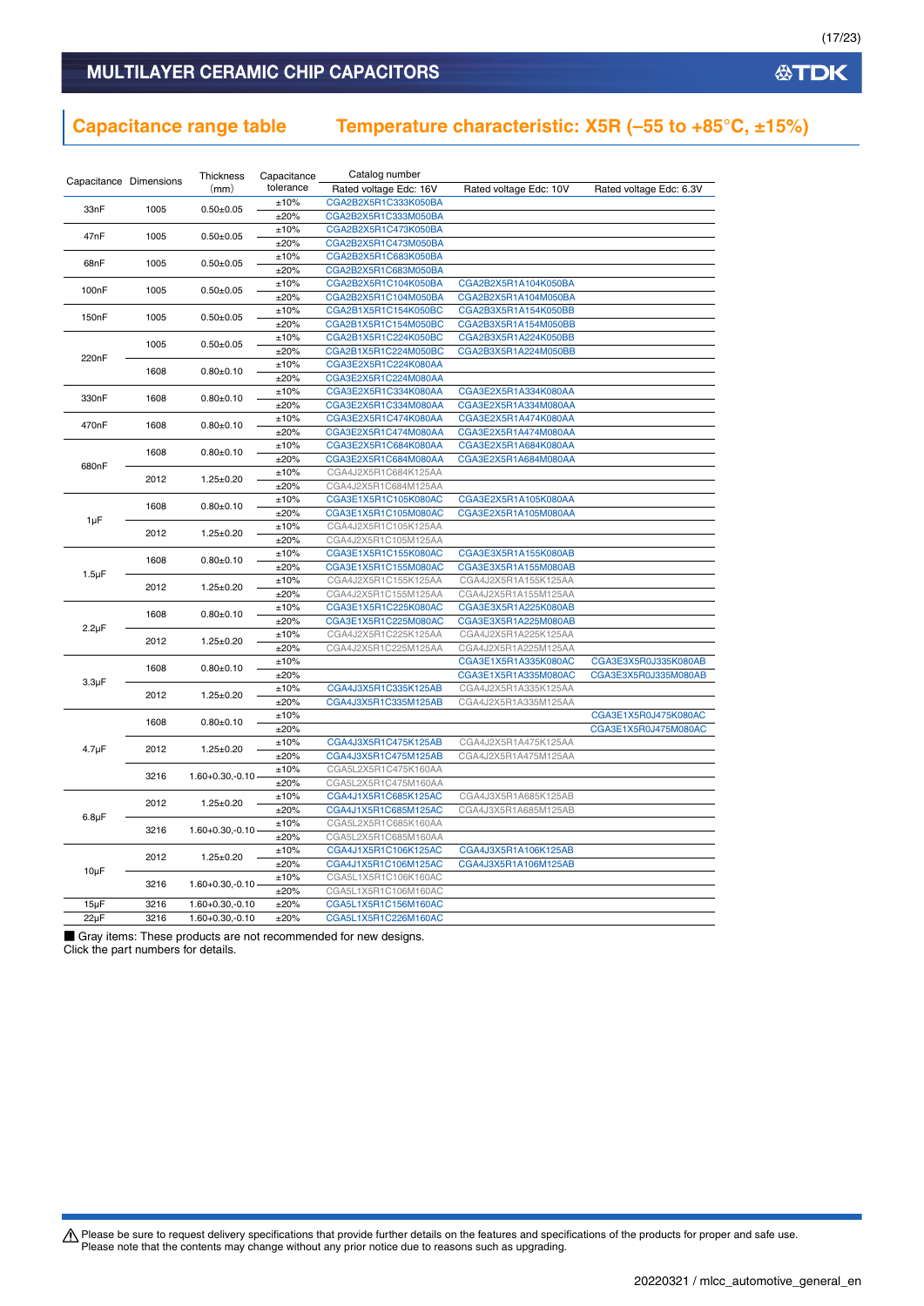# MULTILAYER CERAMIC CHIP CAPACITORS

## Capacitance range table　　Temperature characteristic: X5R (–55 to +85°C, ±15%)

| Capacitance | Dimensions | Thickness (mm) | Capacitance tolerance | Catalog number | | |
|---|---|---|---|---|---|---|
| | | | | Rated voltage Edc: 16V | Rated voltage Edc: 10V | Rated voltage Edc: 6.3V |
| 33nF | 1005 | 0.50±0.05 | ±10% | CGA2B2X5R1C333K050BA | | |
| | | | ±20% | CGA2B2X5R1C333M050BA | | |
| 47nF | 1005 | 0.50±0.05 | ±10% | CGA2B2X5R1C473K050BA | | |
| | | | ±20% | CGA2B2X5R1C473M050BA | | |
| 68nF | 1005 | 0.50±0.05 | ±10% | CGA2B2X5R1C683K050BA | | |
| | | | ±20% | CGA2B2X5R1C683M050BA | | |
| 100nF | 1005 | 0.50±0.05 | ±10% | CGA2B2X5R1C104K050BA | CGA2B2X5R1A104K050BA | |
| | | | ±20% | CGA2B2X5R1C104M050BA | CGA2B2X5R1A104M050BA | |
| 150nF | 1005 | 0.50±0.05 | ±10% | CGA2B1X5R1C154K050BC | CGA2B3X5R1A154K050BB | |
| | | | ±20% | CGA2B1X5R1C154M050BC | CGA2B3X5R1A154M050BB | |
| 220nF | 1005 | 0.50±0.05 | ±10% | CGA2B1X5R1C224K050BC | CGA2B3X5R1A224K050BB | |
| | | | ±20% | CGA2B1X5R1C224M050BC | CGA2B3X5R1A224M050BB | |
| | 1608 | 0.80±0.10 | ±10% | CGA3E2X5R1C224K080AA | | |
| | | | ±20% | CGA3E2X5R1C224M080AA | | |
| 330nF | 1608 | 0.80±0.10 | ±10% | CGA3E2X5R1C334K080AA | CGA3E2X5R1A334K080AA | |
| | | | ±20% | CGA3E2X5R1C334M080AA | CGA3E2X5R1A334M080AA | |
| 470nF | 1608 | 0.80±0.10 | ±10% | CGA3E2X5R1C474K080AA | CGA3E2X5R1A474K080AA | |
| | | | ±20% | CGA3E2X5R1C474M080AA | CGA3E2X5R1A474M080AA | |
| 680nF | 1608 | 0.80±0.10 | ±10% | CGA3E2X5R1C684K080AA | CGA3E2X5R1A684K080AA | |
| | | | ±20% | CGA3E2X5R1C684M080AA | CGA3E2X5R1A684M080AA | |
| | 2012 | 1.25±0.20 | ±10% | CGA4J2X5R1C684K125AA | | |
| | | | ±20% | CGA4J2X5R1C684M125AA | | |
| 1µF | 1608 | 0.80±0.10 | ±10% | CGA3E1X5R1C105K080AC | CGA3E2X5R1A105K080AA | |
| | | | ±20% | CGA3E1X5R1C105M080AC | CGA3E2X5R1A105M080AA | |
| | 2012 | 1.25±0.20 | ±10% | CGA4J2X5R1C105K125AA | | |
| | | | ±20% | CGA4J2X5R1C105M125AA | | |
| 1.5µF | 1608 | 0.80±0.10 | ±10% | CGA3E1X5R1C155K080AC | CGA3E3X5R1A155K080AB | |
| | | | ±20% | CGA3E1X5R1C155M080AC | CGA3E3X5R1A155M080AB | |
| | 2012 | 1.25±0.20 | ±10% | CGA4J2X5R1C155K125AA | CGA4J2X5R1A155K125AA | |
| | | | ±20% | CGA4J2X5R1C155M125AA | CGA4J2X5R1A155M125AA | |
| 2.2µF | 1608 | 0.80±0.10 | ±10% | CGA3E1X5R1C225K080AC | CGA3E3X5R1A225K080AB | |
| | | | ±20% | CGA3E1X5R1C225M080AC | CGA3E3X5R1A225M080AB | |
| | 2012 | 1.25±0.20 | ±10% | CGA4J2X5R1C225K125AA | CGA4J2X5R1A225K125AA | |
| | | | ±20% | CGA4J2X5R1C225M125AA | CGA4J2X5R1A225M125AA | |
| 3.3µF | 1608 | 0.80±0.10 | ±10% | | CGA3E1X5R1A335K080AC | CGA3E3X5R0J335K080AB |
| | | | ±20% | | CGA3E1X5R1A335M080AC | CGA3E3X5R0J335M080AB |
| | 2012 | 1.25±0.20 | ±10% | CGA4J3X5R1C335K125AB | CGA4J2X5R1A335K125AA | |
| | | | ±20% | CGA4J3X5R1C335M125AB | CGA4J2X5R1A335M125AA | |
| 4.7µF | 1608 | 0.80±0.10 | ±10% | | | CGA3E1X5R0J475K080AC |
| | | | ±20% | | | CGA3E1X5R0J475M080AC |
| | 2012 | 1.25±0.20 | ±10% | CGA4J3X5R1C475K125AB | CGA4J2X5R1A475K125AA | |
| | | | ±20% | CGA4J3X5R1C475M125AB | CGA4J2X5R1A475M125AA | |
| | 3216 | 1.60+0.30,-0.10 | ±10% | CGA5L2X5R1C475K160AA | | |
| | | | ±20% | CGA5L2X5R1C475M160AA | | |
| 6.8µF | 2012 | 1.25±0.20 | ±10% | CGA4J1X5R1C685K125AC | CGA4J3X5R1A685K125AB | |
| | | | ±20% | CGA4J1X5R1C685M125AC | CGA4J3X5R1A685M125AB | |
| | 3216 | 1.60+0.30,-0.10 | ±10% | CGA5L2X5R1C685K160AA | | |
| | | | ±20% | CGA5L2X5R1C685M160AA | | |
| 10µF | 2012 | 1.25±0.20 | ±10% | CGA4J1X5R1C106K125AC | CGA4J3X5R1A106K125AB | |
| | | | ±20% | CGA4J1X5R1C106M125AC | CGA4J3X5R1A106M125AB | |
| | 3216 | 1.60+0.30,-0.10 | ±10% | CGA5L1X5R1C106K160AC | | |
| | | | ±20% | CGA5L1X5R1C106M160AC | | |
| 15µF | 3216 | 1.60+0.30,-0.10 | ±20% | CGA5L1X5R1C156M160AC | | |
| 22µF | 3216 | 1.60+0.30,-0.10 | ±20% | CGA5L1X5R1C226M160AC | | |

■ Gray items: These products are not recommended for new designs.
Click the part numbers for details.

⚠ Please be sure to request delivery specifications that provide further details on the features and specifications of the products for proper and safe use.
Please note that the contents may change without any prior notice due to reasons such as upgrading.

20220321 / mlcc_automotive_general_en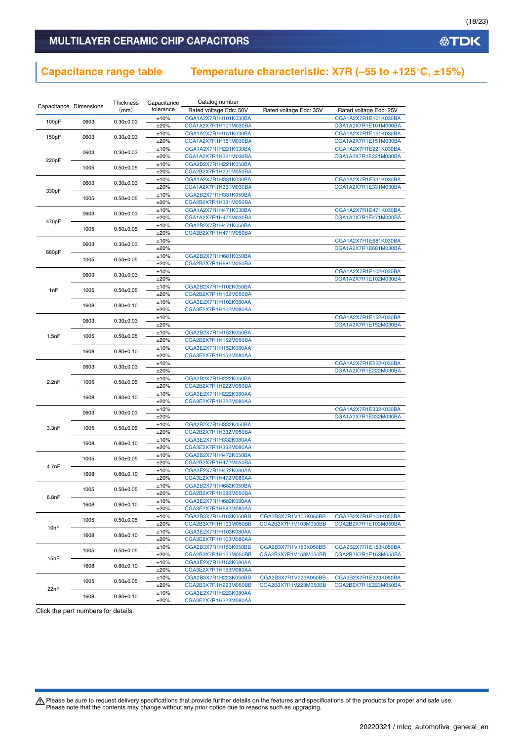## Capacitance range table    Temperature characteristic: X7R (–55 to +125°C, ±15%)

| Capacitance | Dimensions | Thickness (mm) | Capacitance tolerance | Catalog number Rated voltage Edc: 50V | Rated voltage Edc: 35V | Rated voltage Edc: 25V |
|---|---|---|---|---|---|---|
| 100pF | 0603 | 0.30±0.03 | ±10% | CGA1A2X7R1H101K030BA | | CGA1A2X7R1E101K030BA |
| | | | ±20% | CGA1A2X7R1H101M030BA | | CGA1A2X7R1E101M030BA |
| 150pF | 0603 | 0.30±0.03 | ±10% | CGA1A2X7R1H151K030BA | | CGA1A2X7R1E151K030BA |
| | | | ±20% | CGA1A2X7R1H151M030BA | | CGA1A2X7R1E151M030BA |
| 220pF | 0603 | 0.30±0.03 | ±10% | CGA1A2X7R1H221K030BA | | CGA1A2X7R1E221K030BA |
| | | | ±20% | CGA1A2X7R1H221M030BA | | CGA1A2X7R1E221M030BA |
| | 1005 | 0.50±0.05 | ±10% | CGA2B2X7R1H221K050BA | | |
| | | | ±20% | CGA2B2X7R1H221M050BA | | |
| 330pF | 0603 | 0.30±0.03 | ±10% | CGA1A2X7R1H331K030BA | | CGA1A2X7R1E331K030BA |
| | | | ±20% | CGA1A2X7R1H331M030BA | | CGA1A2X7R1E331M030BA |
| | 1005 | 0.50±0.05 | ±10% | CGA2B2X7R1H331K050BA | | |
| | | | ±20% | CGA2B2X7R1H331M050BA | | |
| 470pF | 0603 | 0.30±0.03 | ±10% | CGA1A2X7R1H471K030BA | | CGA1A2X7R1E471K030BA |
| | | | ±20% | CGA1A2X7R1H471M030BA | | CGA1A2X7R1E471M030BA |
| | 1005 | 0.50±0.05 | ±10% | CGA2B2X7R1H471K050BA | | |
| | | | ±20% | CGA2B2X7R1H471M050BA | | |
| 680pF | 0603 | 0.30±0.03 | ±10% | | | CGA1A2X7R1E681K030BA |
| | | | ±20% | | | CGA1A2X7R1E681M030BA |
| | 1005 | 0.50±0.05 | ±10% | CGA2B2X7R1H681K050BA | | |
| | | | ±20% | CGA2B2X7R1H681M050BA | | |
| 1nF | 0603 | 0.30±0.03 | ±10% | | | CGA1A2X7R1E102K030BA |
| | | | ±20% | | | CGA1A2X7R1E102M030BA |
| | 1005 | 0.50±0.05 | ±10% | CGA2B2X7R1H102K050BA | | |
| | | | ±20% | CGA2B2X7R1H102M050BA | | |
| | 1608 | 0.80±0.10 | ±10% | CGA3E2X7R1H102K080AA | | |
| | | | ±20% | CGA3E2X7R1H102M080AA | | |
| 1.5nF | 0603 | 0.30±0.03 | ±10% | | | CGA1A2X7R1E152K030BA |
| | | | ±20% | | | CGA1A2X7R1E152M030BA |
| | 1005 | 0.50±0.05 | ±10% | CGA2B2X7R1H152K050BA | | |
| | | | ±20% | CGA2B2X7R1H152M050BA | | |
| | 1608 | 0.80±0.10 | ±10% | CGA3E2X7R1H152K080AA | | |
| | | | ±20% | CGA3E2X7R1H152M080AA | | |
| 2.2nF | 0603 | 0.30±0.03 | ±10% | | | CGA1A2X7R1E222K030BA |
| | | | ±20% | | | CGA1A2X7R1E222M030BA |
| | 1005 | 0.50±0.05 | ±10% | CGA2B2X7R1H222K050BA | | |
| | | | ±20% | CGA2B2X7R1H222M050BA | | |
| | 1608 | 0.80±0.10 | ±10% | CGA3E2X7R1H222K080AA | | |
| | | | ±20% | CGA3E2X7R1H222M080AA | | |
| 3.3nF | 0603 | 0.30±0.03 | ±10% | | | CGA1A2X7R1E332K030BA |
| | | | ±20% | | | CGA1A2X7R1E332M030BA |
| | 1005 | 0.50±0.05 | ±10% | CGA2B2X7R1H332K050BA | | |
| | | | ±20% | CGA2B2X7R1H332M050BA | | |
| | 1608 | 0.80±0.10 | ±10% | CGA3E2X7R1H332K080AA | | |
| | | | ±20% | CGA3E2X7R1H332M080AA | | |
| 4.7nF | 1005 | 0.50±0.05 | ±10% | CGA2B2X7R1H472K050BA | | |
| | | | ±20% | CGA2B2X7R1H472M050BA | | |
| | 1608 | 0.80±0.10 | ±10% | CGA3E2X7R1H472K080AA | | |
| | | | ±20% | CGA3E2X7R1H472M080AA | | |
| 6.8nF | 1005 | 0.50±0.05 | ±10% | CGA2B2X7R1H682K050BA | | |
| | | | ±20% | CGA2B2X7R1H682M050BA | | |
| | 1608 | 0.80±0.10 | ±10% | CGA3E2X7R1H682K080AA | | |
| | | | ±20% | CGA3E2X7R1H682M080AA | | |
| 10nF | 1005 | 0.50±0.05 | ±10% | CGA2B3X7R1H103K050BB | CGA2B3X7R1V103K050BB | CGA2B2X7R1E103K050BA |
| | | | ±20% | CGA2B3X7R1H103M050BB | CGA2B3X7R1V103M050BB | CGA2B2X7R1E103M050BA |
| | 1608 | 0.80±0.10 | ±10% | CGA3E2X7R1H103K080AA | | |
| | | | ±20% | CGA3E2X7R1H103M080AA | | |
| 15nF | 1005 | 0.50±0.05 | ±10% | CGA2B3X7R1H153K050BB | CGA2B3X7R1V153K050BB | CGA2B2X7R1E153K050BA |
| | | | ±20% | CGA2B3X7R1H153M050BB | CGA2B3X7R1V153M050BB | CGA2B2X7R1E153M050BA |
| | 1608 | 0.80±0.10 | ±10% | CGA3E2X7R1H153K080AA | | |
| | | | ±20% | CGA3E2X7R1H153M080AA | | |
| 22nF | 1005 | 0.50±0.05 | ±10% | CGA2B3X7R1H223K050BB | CGA2B3X7R1V223K050BB | CGA2B2X7R1E223K050BA |
| | | | ±20% | CGA2B3X7R1H223M050BB | CGA2B3X7R1V223M050BB | CGA2B2X7R1E223M050BA |
| | 1608 | 0.80±0.10 | ±10% | CGA3E2X7R1H223K080AA | | |
| | | | ±20% | CGA3E2X7R1H223M080AA | | |

Click the part numbers for details.

⚠ Please be sure to request delivery specifications that provide further details on the features and specifications of the products for proper and safe use.
Please note that the contents may change without any prior notice due to reasons such as upgrading.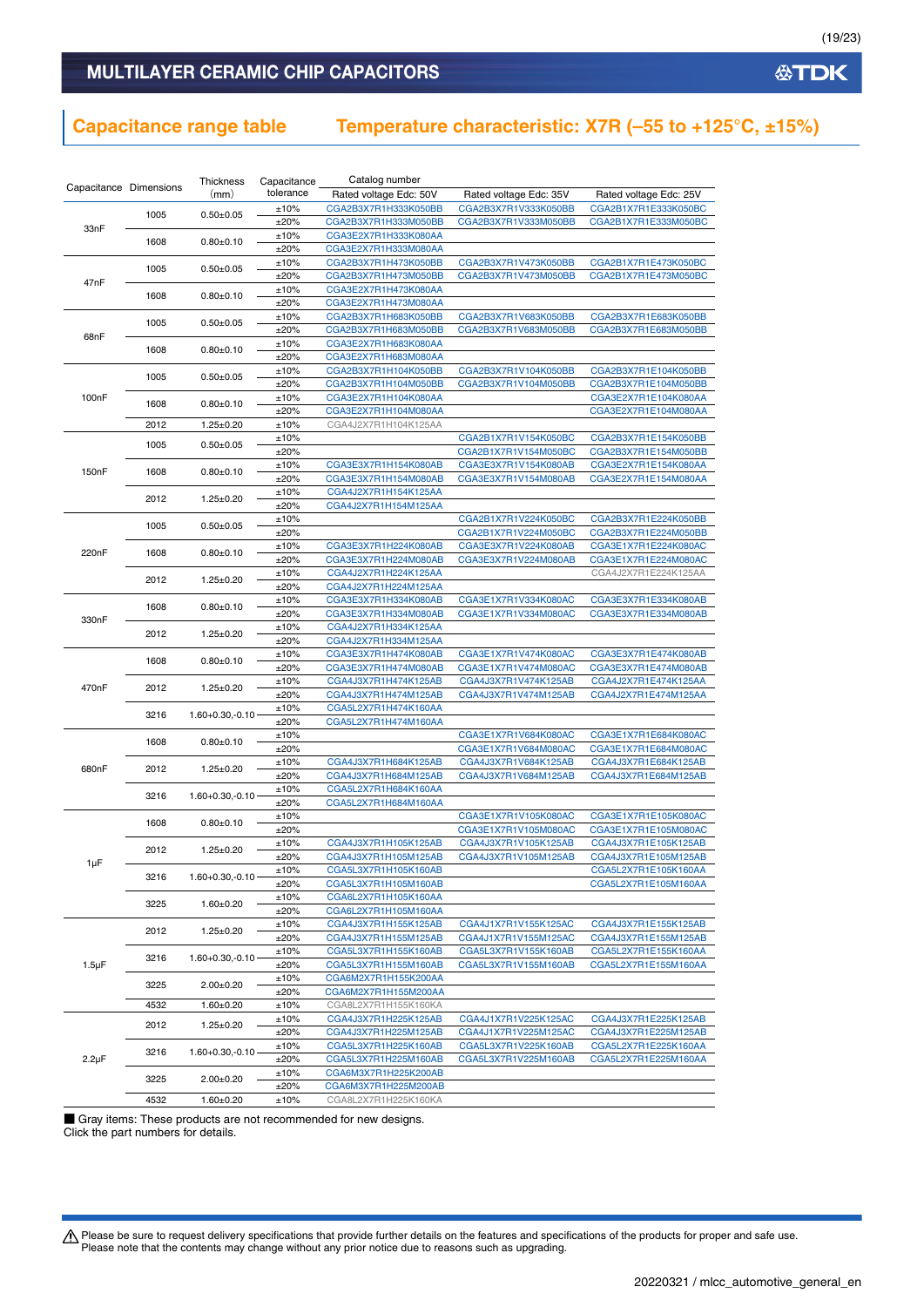## Capacitance range table　　Temperature characteristic: X7R (–55 to +125°C, ±15%)

| Capacitance | Dimensions | Thickness (mm) | Capacitance tolerance | Catalog number | | |
|---|---|---|---|---|---|---|
| | | | | Rated voltage Edc: 50V | Rated voltage Edc: 35V | Rated voltage Edc: 25V |
| 33nF | 1005 | 0.50±0.05 | ±10% | CGA2B3X7R1H333K050BB | CGA2B3X7R1V333K050BB | CGA2B1X7R1E333K050BC |
| | | | ±20% | CGA2B3X7R1H333M050BB | CGA2B3X7R1V333M050BB | CGA2B1X7R1E333M050BC |
| | 1608 | 0.80±0.10 | ±10% | CGA3E2X7R1H333K080AA | | |
| | | | ±20% | CGA3E2X7R1H333M080AA | | |
| 47nF | 1005 | 0.50±0.05 | ±10% | CGA2B3X7R1H473K050BB | CGA2B3X7R1V473K050BB | CGA2B1X7R1E473K050BC |
| | | | ±20% | CGA2B3X7R1H473M050BB | CGA2B3X7R1V473M050BB | CGA2B1X7R1E473M050BC |
| | 1608 | 0.80±0.10 | ±10% | CGA3E2X7R1H473K080AA | | |
| | | | ±20% | CGA3E2X7R1H473M080AA | | |
| 68nF | 1005 | 0.50±0.05 | ±10% | CGA2B3X7R1H683K050BB | CGA2B3X7R1V683K050BB | CGA2B3X7R1E683K050BB |
| | | | ±20% | CGA2B3X7R1H683M050BB | CGA2B3X7R1V683M050BB | CGA2B3X7R1E683M050BB |
| | 1608 | 0.80±0.10 | ±10% | CGA3E2X7R1H683K080AA | | |
| | | | ±20% | CGA3E2X7R1H683M080AA | | |
| 100nF | 1005 | 0.50±0.05 | ±10% | CGA2B3X7R1H104K050BB | CGA2B3X7R1V104K050BB | CGA2B3X7R1E104K050BB |
| | | | ±20% | CGA2B3X7R1H104M050BB | CGA2B3X7R1V104M050BB | CGA2B3X7R1E104M050BB |
| | 1608 | 0.80±0.10 | ±10% | CGA3E2X7R1H104K080AA | | CGA3E2X7R1E104K080AA |
| | | | ±20% | CGA3E2X7R1H104M080AA | | CGA3E2X7R1E104M080AA |
| | 2012 | 1.25±0.20 | ±10% | CGA4J2X7R1H104K125AA | | |
| 150nF | 1005 | 0.50±0.05 | ±10% | | CGA2B1X7R1V154K050BC | CGA2B3X7R1E154K050BB |
| | | | ±20% | | CGA2B1X7R1V154M050BC | CGA2B3X7R1E154M050BB |
| | 1608 | 0.80±0.10 | ±10% | CGA3E3X7R1H154K080AB | CGA3E3X7R1V154K080AB | CGA3E2X7R1E154K080AA |
| | | | ±20% | CGA3E3X7R1H154M080AB | CGA3E3X7R1V154M080AB | CGA3E2X7R1E154M080AA |
| | 2012 | 1.25±0.20 | ±10% | CGA4J2X7R1H154K125AA | | |
| | | | ±20% | CGA4J2X7R1H154M125AA | | |
| 220nF | 1005 | 0.50±0.05 | ±10% | | CGA2B1X7R1V224K050BC | CGA2B3X7R1E224K050BB |
| | | | ±20% | | CGA2B1X7R1V224M050BC | CGA2B3X7R1E224M050BB |
| | 1608 | 0.80±0.10 | ±10% | CGA3E3X7R1H224K080AB | CGA3E3X7R1V224K080AB | CGA3E1X7R1E224K080AC |
| | | | ±20% | CGA3E3X7R1H224M080AB | CGA3E3X7R1V224M080AB | CGA3E1X7R1E224M080AC |
| | 2012 | 1.25±0.20 | ±10% | CGA4J2X7R1H224K125AA | | CGA4J2X7R1E224K125AA |
| | | | ±20% | CGA4J2X7R1H224M125AA | | |
| 330nF | 1608 | 0.80±0.10 | ±10% | CGA3E3X7R1H334K080AB | CGA3E1X7R1V334K080AC | CGA3E3X7R1E334K080AB |
| | | | ±20% | CGA3E3X7R1H334M080AB | CGA3E1X7R1V334M080AC | CGA3E3X7R1E334M080AB |
| | 2012 | 1.25±0.20 | ±10% | CGA4J2X7R1H334K125AA | | |
| | | | ±20% | CGA4J2X7R1H334M125AA | | |
| 470nF | 1608 | 0.80±0.10 | ±10% | CGA3E3X7R1H474K080AB | CGA3E1X7R1V474K080AC | CGA3E3X7R1E474K080AB |
| | | | ±20% | CGA3E3X7R1H474M080AB | CGA3E1X7R1V474M080AC | CGA3E3X7R1E474M080AB |
| | 2012 | 1.25±0.20 | ±10% | CGA4J3X7R1H474K125AB | CGA4J3X7R1V474K125AB | CGA4J2X7R1E474K125AA |
| | | | ±20% | CGA4J3X7R1H474M125AB | CGA4J3X7R1V474M125AB | CGA4J2X7R1E474M125AA |
| | 3216 | 1.60+0.30,-0.10 | ±10% | CGA5L2X7R1H474K160AA | | |
| | | | ±20% | CGA5L2X7R1H474M160AA | | |
| 680nF | 1608 | 0.80±0.10 | ±10% | | CGA3E1X7R1V684K080AC | CGA3E1X7R1E684K080AC |
| | | | ±20% | | CGA3E1X7R1V684M080AC | CGA3E1X7R1E684M080AC |
| | 2012 | 1.25±0.20 | ±10% | CGA4J3X7R1H684K125AB | CGA4J3X7R1V684K125AB | CGA4J3X7R1E684K125AB |
| | | | ±20% | CGA4J3X7R1H684M125AB | CGA4J3X7R1V684M125AB | CGA4J3X7R1E684M125AB |
| | 3216 | 1.60+0.30,-0.10 | ±10% | CGA5L2X7R1H684K160AA | | |
| | | | ±20% | CGA5L2X7R1H684M160AA | | |
| 1μF | 1608 | 0.80±0.10 | ±10% | | CGA3E1X7R1V105K080AC | CGA3E1X7R1E105K080AC |
| | | | ±20% | | CGA3E1X7R1V105M080AC | CGA3E1X7R1E105M080AC |
| | 2012 | 1.25±0.20 | ±10% | CGA4J3X7R1H105K125AB | CGA4J3X7R1V105K125AB | CGA4J3X7R1E105K125AB |
| | | | ±20% | CGA4J3X7R1H105M125AB | CGA4J3X7R1V105M125AB | CGA4J3X7R1E105M125AB |
| | 3216 | 1.60+0.30,-0.10 | ±10% | CGA5L3X7R1H105K160AB | | CGA5L2X7R1E105K160AA |
| | | | ±20% | CGA5L3X7R1H105M160AB | | CGA5L2X7R1E105M160AA |
| | 3225 | 1.60±0.20 | ±10% | CGA6L2X7R1H105K160AA | | |
| | | | ±20% | CGA6L2X7R1H105M160AA | | |
| 1.5μF | 2012 | 1.25±0.20 | ±10% | CGA4J3X7R1H155K125AB | CGA4J1X7R1V155K125AC | CGA4J3X7R1E155K125AB |
| | | | ±20% | CGA4J3X7R1H155M125AB | CGA4J1X7R1V155M125AC | CGA4J3X7R1E155M125AB |
| | 3216 | 1.60+0.30,-0.10 | ±10% | CGA5L3X7R1H155K160AB | CGA5L3X7R1V155K160AB | CGA5L2X7R1E155K160AA |
| | | | ±20% | CGA5L3X7R1H155M160AB | CGA5L3X7R1V155M160AB | CGA5L2X7R1E155M160AA |
| | 3225 | 2.00±0.20 | ±10% | CGA6M2X7R1H155K200AA | | |
| | | | ±20% | CGA6M2X7R1H155M200AA | | |
| | 4532 | 1.60±0.20 | ±10% | CGA8L2X7R1H155K160KA | | |
| 2.2μF | 2012 | 1.25±0.20 | ±10% | CGA4J3X7R1H225K125AB | CGA4J1X7R1V225K125AC | CGA4J3X7R1E225K125AB |
| | | | ±20% | CGA4J3X7R1H225M125AB | CGA4J1X7R1V225M125AC | CGA4J3X7R1E225M125AB |
| | 3216 | 1.60+0.30,-0.10 | ±10% | CGA5L3X7R1H225K160AB | CGA5L3X7R1V225K160AB | CGA5L2X7R1E225K160AA |
| | | | ±20% | CGA5L3X7R1H225M160AB | CGA5L3X7R1V225M160AB | CGA5L2X7R1E225M160AA |
| | 3225 | 2.00±0.20 | ±10% | CGA6M3X7R1H225K200AB | | |
| | | | ±20% | CGA6M3X7R1H225M200AB | | |
| | 4532 | 1.60±0.20 | ±10% | CGA8L2X7R1H225K160KA | | |

■ Gray items: These products are not recommended for new designs.
Click the part numbers for details.

⚠ Please be sure to request delivery specifications that provide further details on the features and specifications of the products for proper and safe use.
Please note that the contents may change without any prior notice due to reasons such as upgrading.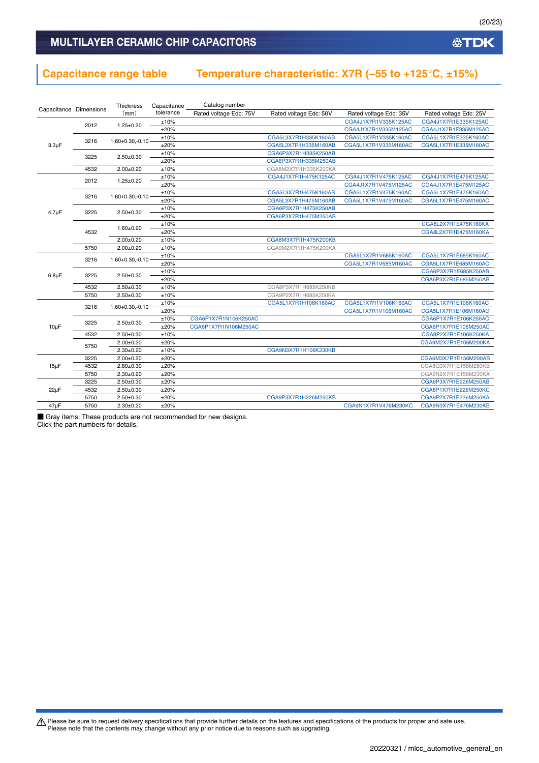## MULTILAYER CERAMIC CHIP CAPACITORS

## Capacitance range table　Temperature characteristic: X7R (–55 to +125°C, ±15%)

| Capacitance | Dimensions | Thickness (mm) | Capacitance tolerance | Catalog number Rated voltage Edc: 75V | Rated voltage Edc: 50V | Rated voltage Edc: 35V | Rated voltage Edc: 25V |
|---|---|---|---|---|---|---|---|
| 3.3μF | 2012 | 1.25±0.20 | ±10% | | | CGA4J1X7R1V335K125AC | CGA4J1X7R1E335K125AC |
| | | | ±20% | | | CGA4J1X7R1V335M125AC | CGA4J1X7R1E335M125AC |
| | 3216 | 1.60+0.30,-0.10 | ±10% | | CGA5L3X7R1H335K160AB | CGA5L1X7R1V335K160AC | CGA5L1X7R1E335K160AC |
| | | | ±20% | | CGA5L3X7R1H335M160AB | CGA5L1X7R1V335M160AC | CGA5L1X7R1E335M160AC |
| | 3225 | 2.50±0.30 | ±10% | | CGA6P3X7R1H335K250AB | | |
| | | | ±20% | | CGA6P3X7R1H335M250AB | | |
| | 4532 | 2.00±0.20 | ±10% | | CGA8M2X7R1H335K200KA | | |
| 4.7μF | 2012 | 1.25±0.20 | ±10% | | CGA4J1X7R1H475K125AC | CGA4J1X7R1V475K125AC | CGA4J1X7R1E475K125AC |
| | | | ±20% | | | CGA4J1X7R1V475M125AC | CGA4J1X7R1E475M125AC |
| | 3216 | 1.60+0.30,-0.10 | ±10% | | CGA5L3X7R1H475K160AB | CGA5L1X7R1V475K160AC | CGA5L1X7R1E475K160AC |
| | | | ±20% | | CGA5L3X7R1H475M160AB | CGA5L1X7R1V475M160AC | CGA5L1X7R1E475M160AC |
| | 3225 | 2.50±0.30 | ±10% | | CGA6P3X7R1H475K250AB | | |
| | | | ±20% | | CGA6P3X7R1H475M250AB | | |
| | 4532 | 1.60±0.20 | ±10% | | | | CGA8L2X7R1E475K160KA |
| | | | ±20% | | | | CGA8L2X7R1E475M160KA |
| | | 2.00±0.20 | ±10% | | CGA8M3X7R1H475K200KB | | |
| | 5750 | 2.00±0.20 | ±10% | | CGA9M2X7R1H475K200KA | | |
| 6.8μF | 3216 | 1.60+0.30,-0.10 | ±10% | | | CGA5L1X7R1V685K160AC | CGA5L1X7R1E685K160AC |
| | | | ±20% | | | CGA5L1X7R1V685M160AC | CGA5L1X7R1E685M160AC |
| | 3225 | 2.50±0.30 | ±10% | | | | CGA6P3X7R1E685K250AB |
| | | | ±20% | | | | CGA6P3X7R1E685M250AB |
| | 4532 | 2.50±0.30 | ±10% | | CGA8P3X7R1H685K250KB | | |
| | 5750 | 2.50±0.30 | ±10% | | CGA9P2X7R1H685K250KA | | |
| 10μF | 3216 | 1.60+0.30,-0.10 | ±10% | | CGA5L1X7R1H106K160AC | CGA5L1X7R1V106K160AC | CGA5L1X7R1E106K160AC |
| | | | ±20% | | | CGA5L1X7R1V106M160AC | CGA5L1X7R1E106M160AC |
| | 3225 | 2.50±0.30 | ±10% | CGA6P1X7R1N106K250AC | | | CGA6P1X7R1E106K250AC |
| | | | ±20% | CGA6P1X7R1N106M250AC | | | CGA6P1X7R1E106M250AC |
| | 4532 | 2.50±0.30 | ±10% | | | | CGA8P2X7R1E106K250KA |
| | 5750 | 2.00±0.20 | ±20% | | | | CGA9M2X7R1E106M200KA |
| | | 2.30±0.20 | ±10% | | CGA9N3X7R1H106K230KB | | |
| 15μF | 3225 | 2.00±0.20 | ±20% | | | | CGA6M3X7R1E156M200AB |
| | 4532 | 2.80±0.30 | ±20% | | | | CGA8Q3X7R1E156M280KB |
| | 5750 | 2.30±0.20 | ±20% | | | | CGA9N2X7R1E156M230KA |
| 22μF | 3225 | 2.50±0.30 | ±20% | | | | CGA6P3X7R1E226M250AB |
| | 4532 | 2.50±0.30 | ±20% | | | | CGA8P1X7R1E226M250KC |
| | 5750 | 2.50±0.30 | ±20% | | CGA9P3X7R1H226M250KB | | CGA9P2X7R1E226M250KA |
| 47μF | 5750 | 2.30±0.20 | ±20% | | | CGA9N1X7R1V476M230KC | CGA9N3X7R1E476M230KB |

■ Gray items: These products are not recommended for new designs.
Click the part numbers for details.

⚠ Please be sure to request delivery specifications that provide further details on the features and specifications of the products for proper and safe use.
Please note that the contents may change without any prior notice due to reasons such as upgrading.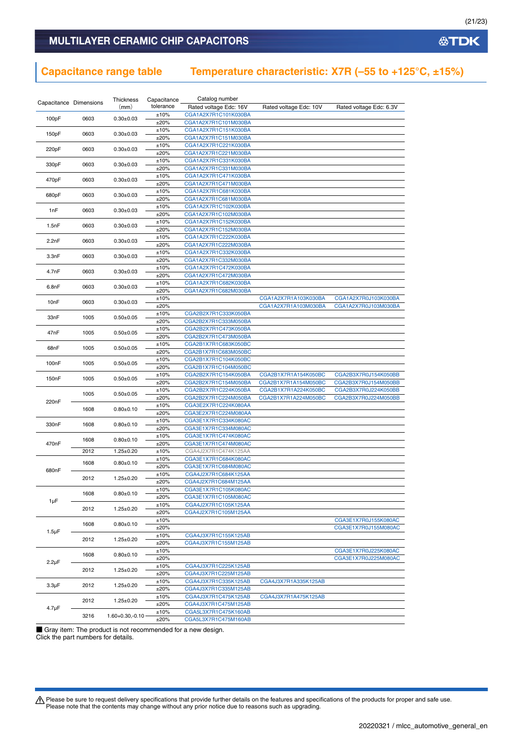# MULTILAYER CERAMIC CHIP CAPACITORS

## Capacitance range table　Temperature characteristic: X7R (–55 to +125°C, ±15%)

| Capacitance | Dimensions | Thickness (mm) | Capacitance tolerance | Catalog number Rated voltage Edc: 16V | Rated voltage Edc: 10V | Rated voltage Edc: 6.3V |
|---|---|---|---|---|---|---|
| 100pF | 0603 | 0.30±0.03 | ±10% | CGA1A2X7R1C101K030BA | | |
| | | | ±20% | CGA1A2X7R1C101M030BA | | |
| 150pF | 0603 | 0.30±0.03 | ±10% | CGA1A2X7R1C151K030BA | | |
| | | | ±20% | CGA1A2X7R1C151M030BA | | |
| 220pF | 0603 | 0.30±0.03 | ±10% | CGA1A2X7R1C221K030BA | | |
| | | | ±20% | CGA1A2X7R1C221M030BA | | |
| 330pF | 0603 | 0.30±0.03 | ±10% | CGA1A2X7R1C331K030BA | | |
| | | | ±20% | CGA1A2X7R1C331M030BA | | |
| 470pF | 0603 | 0.30±0.03 | ±10% | CGA1A2X7R1C471K030BA | | |
| | | | ±20% | CGA1A2X7R1C471M030BA | | |
| 680pF | 0603 | 0.30±0.03 | ±10% | CGA1A2X7R1C681K030BA | | |
| | | | ±20% | CGA1A2X7R1C681M030BA | | |
| 1nF | 0603 | 0.30±0.03 | ±10% | CGA1A2X7R1C102K030BA | | |
| | | | ±20% | CGA1A2X7R1C102M030BA | | |
| 1.5nF | 0603 | 0.30±0.03 | ±10% | CGA1A2X7R1C152K030BA | | |
| | | | ±20% | CGA1A2X7R1C152M030BA | | |
| 2.2nF | 0603 | 0.30±0.03 | ±10% | CGA1A2X7R1C222K030BA | | |
| | | | ±20% | CGA1A2X7R1C222M030BA | | |
| 3.3nF | 0603 | 0.30±0.03 | ±10% | CGA1A2X7R1C332K030BA | | |
| | | | ±20% | CGA1A2X7R1C332M030BA | | |
| 4.7nF | 0603 | 0.30±0.03 | ±10% | CGA1A2X7R1C472K030BA | | |
| | | | ±20% | CGA1A2X7R1C472M030BA | | |
| 6.8nF | 0603 | 0.30±0.03 | ±10% | CGA1A2X7R1C682K030BA | | |
| | | | ±20% | CGA1A2X7R1C682M030BA | | |
| 10nF | 0603 | 0.30±0.03 | ±10% | | CGA1A2X7R1A103K030BA | CGA1A2X7R0J103K030BA |
| | | | ±20% | | CGA1A2X7R1A103M030BA | CGA1A2X7R0J103M030BA |
| 33nF | 1005 | 0.50±0.05 | ±10% | CGA2B2X7R1C333K050BA | | |
| | | | ±20% | CGA2B2X7R1C333M050BA | | |
| 47nF | 1005 | 0.50±0.05 | ±10% | CGA2B2X7R1C473K050BA | | |
| | | | ±20% | CGA2B2X7R1C473M050BA | | |
| 68nF | 1005 | 0.50±0.05 | ±10% | CGA2B1X7R1C683K050BC | | |
| | | | ±20% | CGA2B1X7R1C683M050BC | | |
| 100nF | 1005 | 0.50±0.05 | ±10% | CGA2B1X7R1C104K050BC | | |
| | | | ±20% | CGA2B1X7R1C104M050BC | | |
| 150nF | 1005 | 0.50±0.05 | ±10% | CGA2B2X7R1C154K050BA | CGA2B1X7R1A154K050BC | CGA2B3X7R0J154K050BB |
| | | | ±20% | CGA2B2X7R1C154M050BA | CGA2B1X7R1A154M050BC | CGA2B3X7R0J154M050BB |
| 220nF | 1005 | 0.50±0.05 | ±10% | CGA2B2X7R1C224K050BA | CGA2B1X7R1A224K050BC | CGA2B3X7R0J224K050BB |
| | | | ±20% | CGA2B2X7R1C224M050BA | CGA2B1X7R1A224M050BC | CGA2B3X7R0J224M050BB |
| | 1608 | 0.80±0.10 | ±10% | CGA3E2X7R1C224K080AA | | |
| | | | ±20% | CGA3E2X7R1C224M080AA | | |
| 330nF | 1608 | 0.80±0.10 | ±10% | CGA3E1X7R1C334K080AC | | |
| | | | ±20% | CGA3E1X7R1C334M080AC | | |
| 470nF | 1608 | 0.80±0.10 | ±10% | CGA3E1X7R1C474K080AC | | |
| | | | ±20% | CGA3E1X7R1C474M080AC | | |
| | 2012 | 1.25±0.20 | ±10% | CGA4J2X7R1C474K125AA | | |
| 680nF | 1608 | 0.80±0.10 | ±10% | CGA3E1X7R1C684K080AC | | |
| | | | ±20% | CGA3E1X7R1C684M080AC | | |
| | 2012 | 1.25±0.20 | ±10% | CGA4J2X7R1C684K125AA | | |
| | | | ±20% | CGA4J2X7R1C684M125AA | | |
| 1μF | 1608 | 0.80±0.10 | ±10% | CGA3E1X7R1C105K080AC | | |
| | | | ±20% | CGA3E1X7R1C105M080AC | | |
| | 2012 | 1.25±0.20 | ±10% | CGA4J2X7R1C105K125AA | | |
| | | | ±20% | CGA4J2X7R1C105M125AA | | |
| 1.5μF | 1608 | 0.80±0.10 | ±10% | | | CGA3E1X7R0J155K080AC |
| | | | ±20% | | | CGA3E1X7R0J155M080AC |
| | 2012 | 1.25±0.20 | ±10% | CGA4J3X7R1C155K125AB | | |
| | | | ±20% | CGA4J3X7R1C155M125AB | | |
| 2.2μF | 1608 | 0.80±0.10 | ±10% | | | CGA3E1X7R0J225K080AC |
| | | | ±20% | | | CGA3E1X7R0J225M080AC |
| | 2012 | 1.25±0.20 | ±10% | CGA4J3X7R1C225K125AB | | |
| | | | ±20% | CGA4J3X7R1C225M125AB | | |
| 3.3μF | 2012 | 1.25±0.20 | ±10% | CGA4J3X7R1C335K125AB | CGA4J3X7R1A335K125AB | |
| | | | ±20% | CGA4J3X7R1C335M125AB | | |
| 4.7μF | 2012 | 1.25±0.20 | ±10% | CGA4J3X7R1C475K125AB | CGA4J3X7R1A475K125AB | |
| | | | ±20% | CGA4J3X7R1C475M125AB | | |
| | 3216 | 1.60+0.30,-0.10 | ±10% | CGA5L3X7R1C475K160AB | | |
| | | | ±20% | CGA5L3X7R1C475M160AB | | |

■ Gray item: The product is not recommended for a new design.
Click the part numbers for details.

⚠ Please be sure to request delivery specifications that provide further details on the features and specifications of the products for proper and safe use.
Please note that the contents may change without any prior notice due to reasons such as upgrading.

20220321 / mlcc_automotive_general_en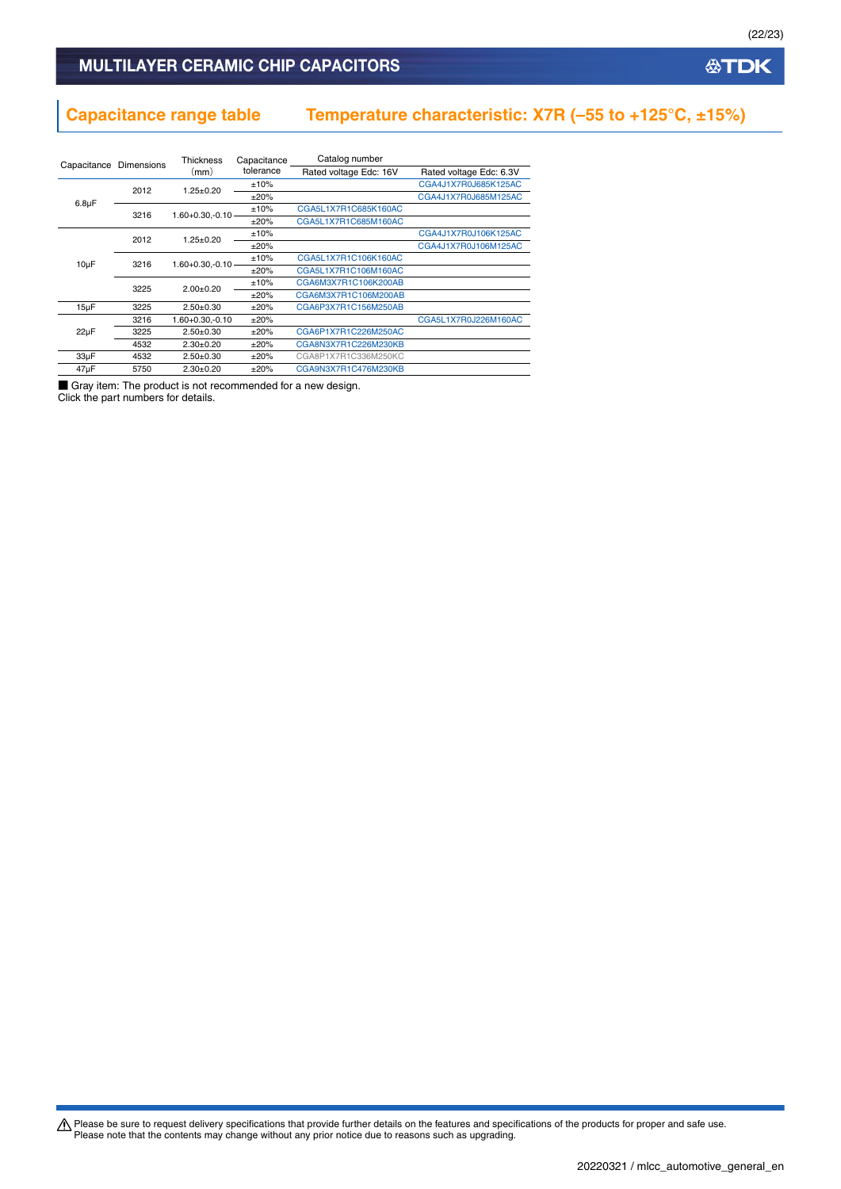## Capacitance range table

## Temperature characteristic: X7R (–55 to +125°C, ±15%)

| Capacitance | Dimensions | Thickness (mm) | Capacitance tolerance | Catalog number | |
|---|---|---|---|---|---|
| | | | | Rated voltage Edc: 16V | Rated voltage Edc: 6.3V |
| 6.8μF | 2012 | 1.25±0.20 | ±10% | | CGA4J1X7R0J685K125AC |
| | | | ±20% | | CGA4J1X7R0J685M125AC |
| | 3216 | 1.60+0.30,-0.10 | ±10% | CGA5L1X7R1C685K160AC | |
| | | | ±20% | CGA5L1X7R1C685M160AC | |
| 10μF | 2012 | 1.25±0.20 | ±10% | | CGA4J1X7R0J106K125AC |
| | | | ±20% | | CGA4J1X7R0J106M125AC |
| | 3216 | 1.60+0.30,-0.10 | ±10% | CGA5L1X7R1C106K160AC | |
| | | | ±20% | CGA5L1X7R1C106M160AC | |
| | 3225 | 2.00±0.20 | ±10% | CGA6M3X7R1C106K200AB | |
| | | | ±20% | CGA6M3X7R1C106M200AB | |
| 15μF | 3225 | 2.50±0.30 | ±20% | CGA6P3X7R1C156M250AB | |
| 22μF | 3216 | 1.60+0.30,-0.10 | ±20% | | CGA5L1X7R0J226M160AC |
| | 3225 | 2.50±0.30 | ±20% | CGA6P1X7R1C226M250AC | |
| | 4532 | 2.30±0.20 | ±20% | CGA8N3X7R1C226M230KB | |
| 33μF | 4532 | 2.50±0.30 | ±20% | CGA8P1X7R1C336M250KC | |
| 47μF | 5750 | 2.30±0.20 | ±20% | CGA9N3X7R1C476M230KB | |

■ Gray item: The product is not recommended for a new design.
Click the part numbers for details.

⚠ Please be sure to request delivery specifications that provide further details on the features and specifications of the products for proper and safe use.
Please note that the contents may change without any prior notice due to reasons such as upgrading.

20220321 / mlcc_automotive_general_en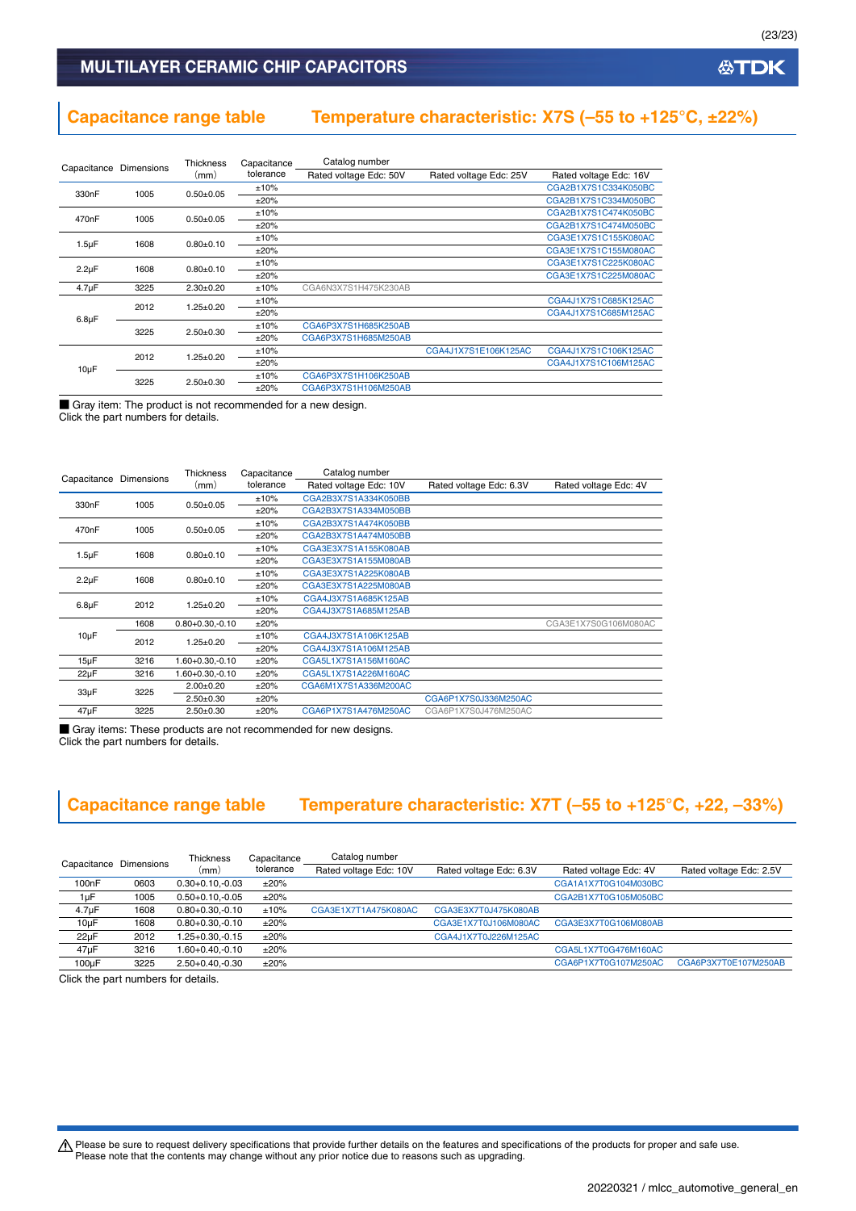## Capacitance range table　Temperature characteristic: X7S (–55 to +125°C, ±22%)

| Capacitance | Dimensions | Thickness (mm) | Capacitance tolerance | Catalog number | | |
|---|---|---|---|---|---|---|
| | | | | Rated voltage Edc: 50V | Rated voltage Edc: 25V | Rated voltage Edc: 16V |
| 330nF | 1005 | 0.50±0.05 | ±10% | | | CGA2B1X7S1C334K050BC |
| | | | ±20% | | | CGA2B1X7S1C334M050BC |
| 470nF | 1005 | 0.50±0.05 | ±10% | | | CGA2B1X7S1C474K050BC |
| | | | ±20% | | | CGA2B1X7S1C474M050BC |
| 1.5µF | 1608 | 0.80±0.10 | ±10% | | | CGA3E1X7S1C155K080AC |
| | | | ±20% | | | CGA3E1X7S1C155M080AC |
| 2.2µF | 1608 | 0.80±0.10 | ±10% | | | CGA3E1X7S1C225K080AC |
| | | | ±20% | | | CGA3E1X7S1C225M080AC |
| 4.7µF | 3225 | 2.30±0.20 | ±10% | CGA6N3X7S1H475K230AB | | |
| 6.8µF | 2012 | 1.25±0.20 | ±10% | | | CGA4J1X7S1C685K125AC |
| | | | ±20% | | | CGA4J1X7S1C685M125AC |
| | 3225 | 2.50±0.30 | ±10% | CGA6P3X7S1H685K250AB | | |
| | | | ±20% | CGA6P3X7S1H685M250AB | | |
| 10µF | 2012 | 1.25±0.20 | ±10% | | CGA4J1X7S1E106K125AC | CGA4J1X7S1C106K125AC |
| | | | ±20% | | | CGA4J1X7S1C106M125AC |
| | 3225 | 2.50±0.30 | ±10% | CGA6P3X7S1H106K250AB | | |
| | | | ±20% | CGA6P3X7S1H106M250AB | | |

■ Gray item: The product is not recommended for a new design.
Click the part numbers for details.

| Capacitance | Dimensions | Thickness (mm) | Capacitance tolerance | Catalog number | | |
|---|---|---|---|---|---|---|
| | | | | Rated voltage Edc: 10V | Rated voltage Edc: 6.3V | Rated voltage Edc: 4V |
| 330nF | 1005 | 0.50±0.05 | ±10% | CGA2B3X7S1A334K050BB | | |
| | | | ±20% | CGA2B3X7S1A334M050BB | | |
| 470nF | 1005 | 0.50±0.05 | ±10% | CGA2B3X7S1A474K050BB | | |
| | | | ±20% | CGA2B3X7S1A474M050BB | | |
| 1.5µF | 1608 | 0.80±0.10 | ±10% | CGA3E3X7S1A155K080AB | | |
| | | | ±20% | CGA3E3X7S1A155M080AB | | |
| 2.2µF | 1608 | 0.80±0.10 | ±10% | CGA3E3X7S1A225K080AB | | |
| | | | ±20% | CGA3E3X7S1A225M080AB | | |
| 6.8µF | 2012 | 1.25±0.20 | ±10% | CGA4J3X7S1A685K125AB | | |
| | | | ±20% | CGA4J3X7S1A685M125AB | | |
| 10µF | 1608 | 0.80+0.30,-0.10 | ±20% | | | CGA3E1X7S0G106M080AC |
| | 2012 | 1.25±0.20 | ±10% | CGA4J3X7S1A106K125AB | | |
| | | | ±20% | CGA4J3X7S1A106M125AB | | |
| 15µF | 3216 | 1.60+0.30,-0.10 | ±20% | CGA5L1X7S1A156M160AC | | |
| 22µF | 3216 | 1.60+0.30,-0.10 | ±20% | CGA5L1X7S1A226M160AC | | |
| 33µF | 3225 | 2.00±0.20 | ±20% | CGA6M1X7S1A336M200AC | | |
| | | 2.50±0.30 | ±20% | | CGA6P1X7S0J336M250AC | |
| 47µF | 3225 | 2.50±0.30 | ±20% | CGA6P1X7S1A476M250AC | CGA6P1X7S0J476M250AC | |

■ Gray items: These products are not recommended for new designs.
Click the part numbers for details.

## Capacitance range table　Temperature characteristic: X7T (–55 to +125°C, +22, –33%)

| Capacitance | Dimensions | Thickness (mm) | Capacitance tolerance | Catalog number | | | |
|---|---|---|---|---|---|---|---|
| | | | | Rated voltage Edc: 10V | Rated voltage Edc: 6.3V | Rated voltage Edc: 4V | Rated voltage Edc: 2.5V |
| 100nF | 0603 | 0.30+0.10,-0.03 | ±20% | | | CGA1A1X7T0G104M030BC | |
| 1µF | 1005 | 0.50+0.10,-0.05 | ±20% | | | CGA2B1X7T0G105M050BC | |
| 4.7µF | 1608 | 0.80+0.30,-0.10 | ±10% | CGA3E1X7T1A475K080AC | CGA3E3X7T0J475K080AB | | |
| 10µF | 1608 | 0.80+0.30,-0.10 | ±20% | | CGA3E1X7T0J106M080AC | CGA3E3X7T0G106M080AB | |
| 22µF | 2012 | 1.25+0.30,-0.15 | ±20% | | CGA4J1X7T0J226M125AC | | |
| 47µF | 3216 | 1.60+0.40,-0.10 | ±20% | | | CGA5L1X7T0G476M160AC | |
| 100µF | 3225 | 2.50+0.40,-0.30 | ±20% | | | CGA6P1X7T0G107M250AC | CGA6P3X7T0E107M250AB |

Click the part numbers for details.

⚠ Please be sure to request delivery specifications that provide further details on the features and specifications of the products for proper and safe use.
Please note that the contents may change without any prior notice due to reasons such as upgrading.